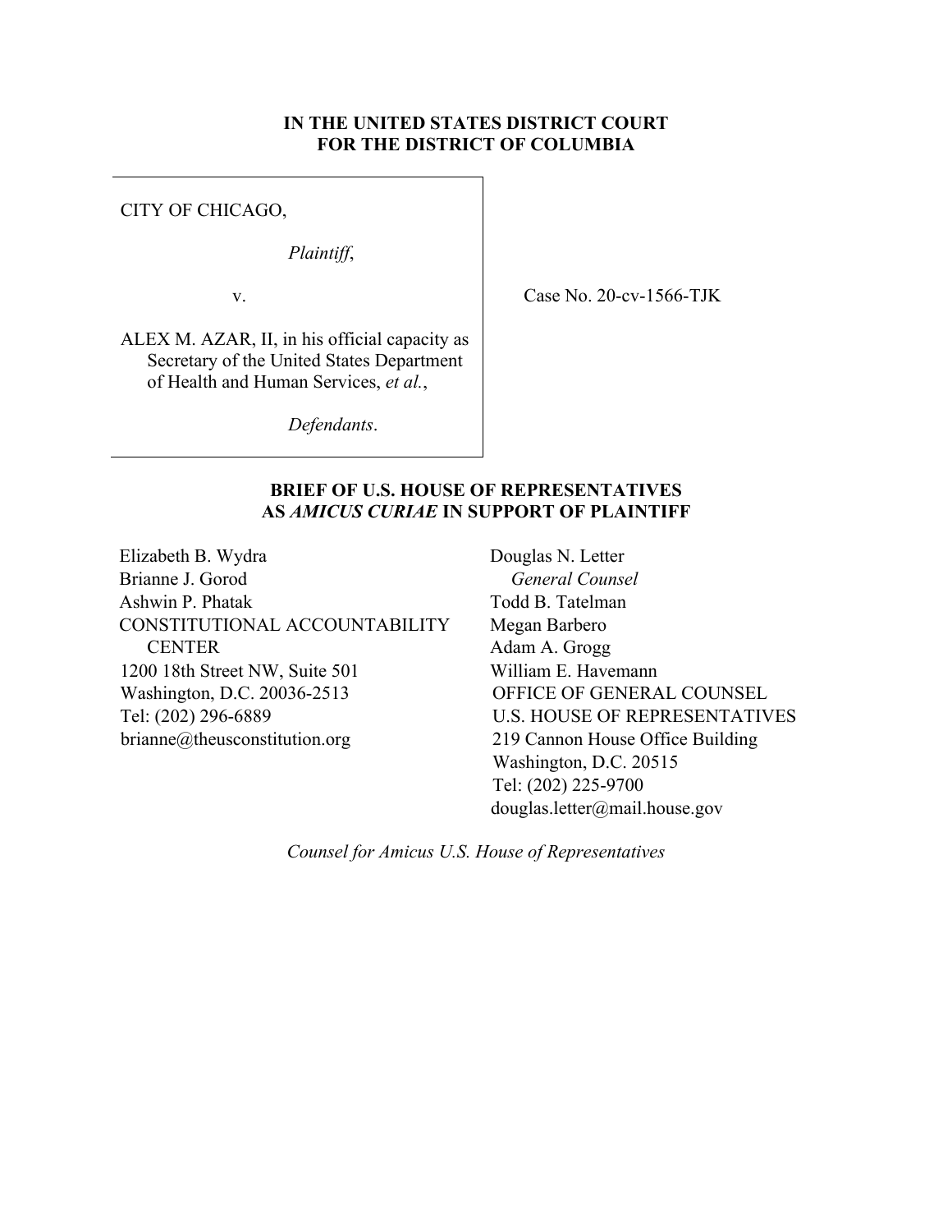**IN THE UNITED STATES DISTRICT COURT**
**FOR THE DISTRICT OF COLUMBIA**

CITY OF CHICAGO,

*Plaintiff*,

v.

ALEX M. AZAR, II, in his official capacity as Secretary of the United States Department of Health and Human Services, *et al.*,

*Defendants*.

Case No. 20-cv-1566-TJK

**BRIEF OF U.S. HOUSE OF REPRESENTATIVES AS *AMICUS CURIAE* IN SUPPORT OF PLAINTIFF**

Elizabeth B. Wydra
Brianne J. Gorod
Ashwin P. Phatak
CONSTITUTIONAL ACCOUNTABILITY CENTER
1200 18th Street NW, Suite 501
Washington, D.C. 20036-2513
Tel: (202) 296-6889
brianne@theusconstitution.org

Douglas N. Letter
*General Counsel*
Todd B. Tatelman
Megan Barbero
Adam A. Grogg
William E. Havemann
OFFICE OF GENERAL COUNSEL
U.S. HOUSE OF REPRESENTATIVES
219 Cannon House Office Building
Washington, D.C. 20515
Tel: (202) 225-9700
douglas.letter@mail.house.gov

*Counsel for Amicus U.S. House of Representatives*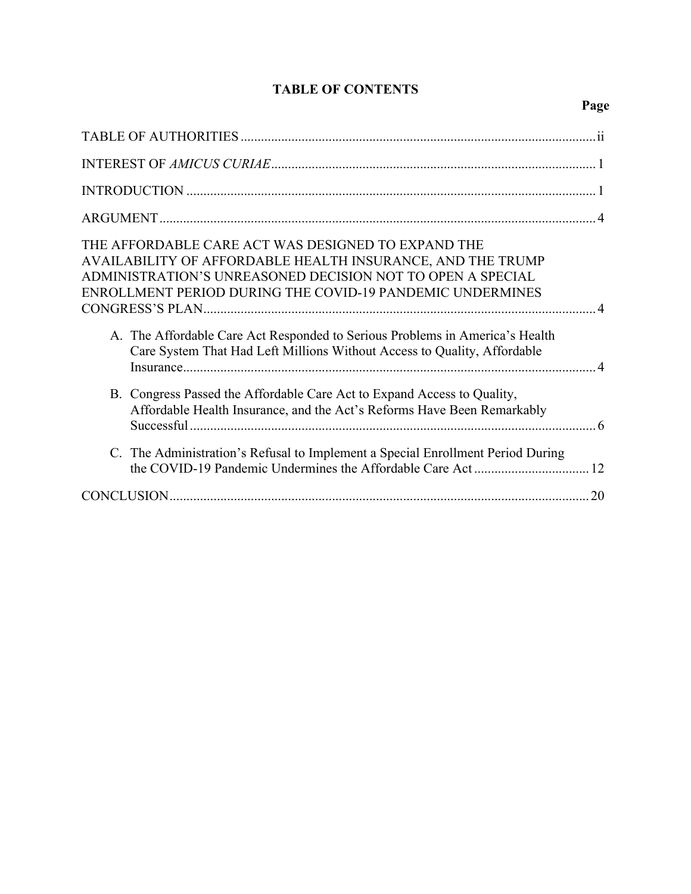# TABLE OF CONTENTS

| | Page |
|---|---|
| TABLE OF AUTHORITIES | ii |
| INTEREST OF *AMICUS CURIAE* | 1 |
| INTRODUCTION | 1 |
| ARGUMENT | 4 |
| THE AFFORDABLE CARE ACT WAS DESIGNED TO EXPAND THE AVAILABILITY OF AFFORDABLE HEALTH INSURANCE, AND THE TRUMP ADMINISTRATION'S UNREASONED DECISION NOT TO OPEN A SPECIAL ENROLLMENT PERIOD DURING THE COVID-19 PANDEMIC UNDERMINES CONGRESS'S PLAN | 4 |
| A. The Affordable Care Act Responded to Serious Problems in America's Health Care System That Had Left Millions Without Access to Quality, Affordable Insurance | 4 |
| B. Congress Passed the Affordable Care Act to Expand Access to Quality, Affordable Health Insurance, and the Act's Reforms Have Been Remarkably Successful | 6 |
| C. The Administration's Refusal to Implement a Special Enrollment Period During the COVID-19 Pandemic Undermines the Affordable Care Act | 12 |
| CONCLUSION | 20 |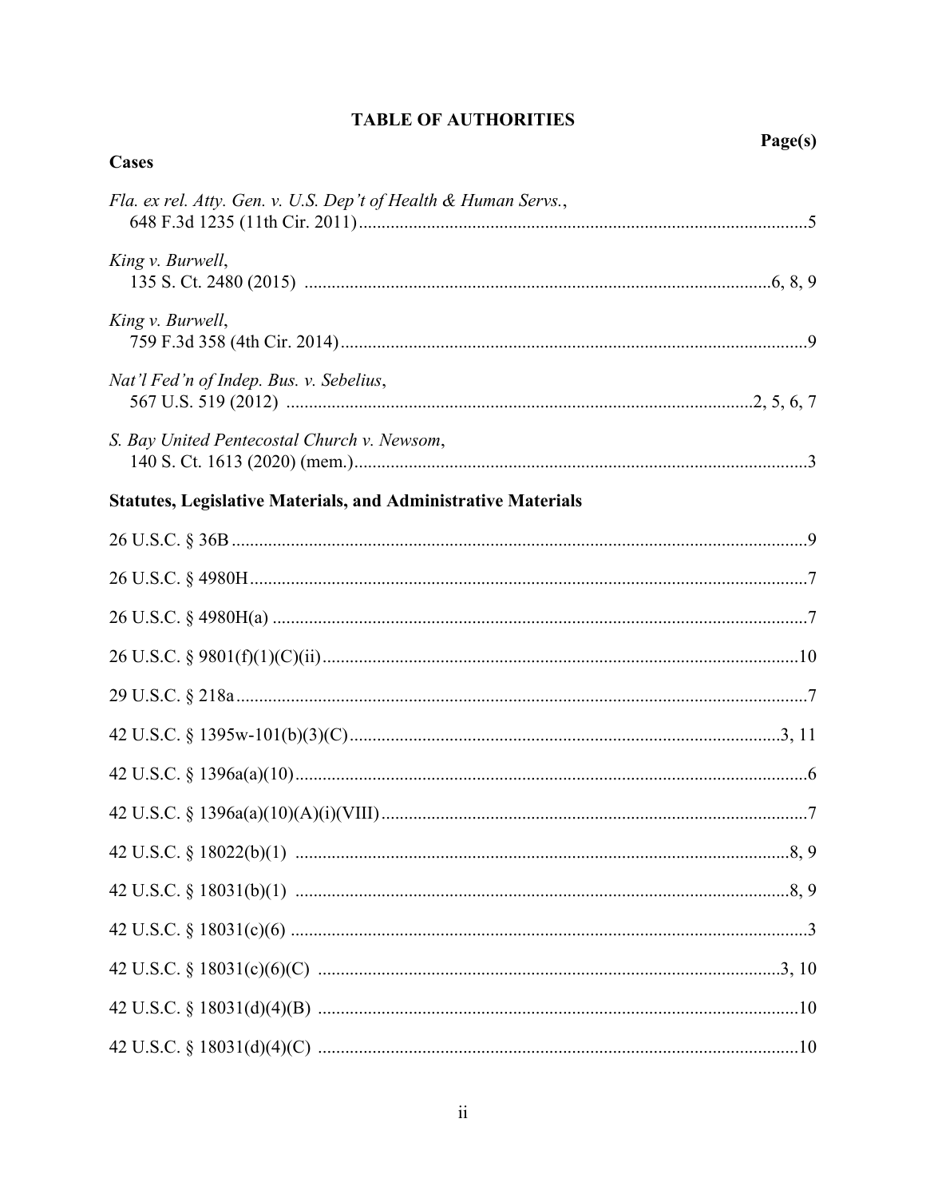# TABLE OF AUTHORITIES

**Page(s)**

## Cases

*Fla. ex rel. Atty. Gen. v. U.S. Dep't of Health & Human Servs.*,
648 F.3d 1235 (11th Cir. 2011) ....................................................................................5

*King v. Burwell*,
135 S. Ct. 2480 (2015) ....................................................................................6, 8, 9

*King v. Burwell*,
759 F.3d 358 (4th Cir. 2014) ....................................................................................9

*Nat'l Fed'n of Indep. Bus. v. Sebelius*,
567 U.S. 519 (2012) ....................................................................................2, 5, 6, 7

*S. Bay United Pentecostal Church v. Newsom*,
140 S. Ct. 1613 (2020) (mem.) ....................................................................................3

## Statutes, Legislative Materials, and Administrative Materials

26 U.S.C. § 36B ....................................................................................9

26 U.S.C. § 4980H ....................................................................................7

26 U.S.C. § 4980H(a) ....................................................................................7

26 U.S.C. § 9801(f)(1)(C)(ii) ....................................................................................10

29 U.S.C. § 218a ....................................................................................7

42 U.S.C. § 1395w-101(b)(3)(C) ....................................................................................3, 11

42 U.S.C. § 1396a(a)(10) ....................................................................................6

42 U.S.C. § 1396a(a)(10)(A)(i)(VIII) ....................................................................................7

42 U.S.C. § 18022(b)(1) ....................................................................................8, 9

42 U.S.C. § 18031(b)(1) ....................................................................................8, 9

42 U.S.C. § 18031(c)(6) ....................................................................................3

42 U.S.C. § 18031(c)(6)(C) ....................................................................................3, 10

42 U.S.C. § 18031(d)(4)(B) ....................................................................................10

42 U.S.C. § 18031(d)(4)(C) ....................................................................................10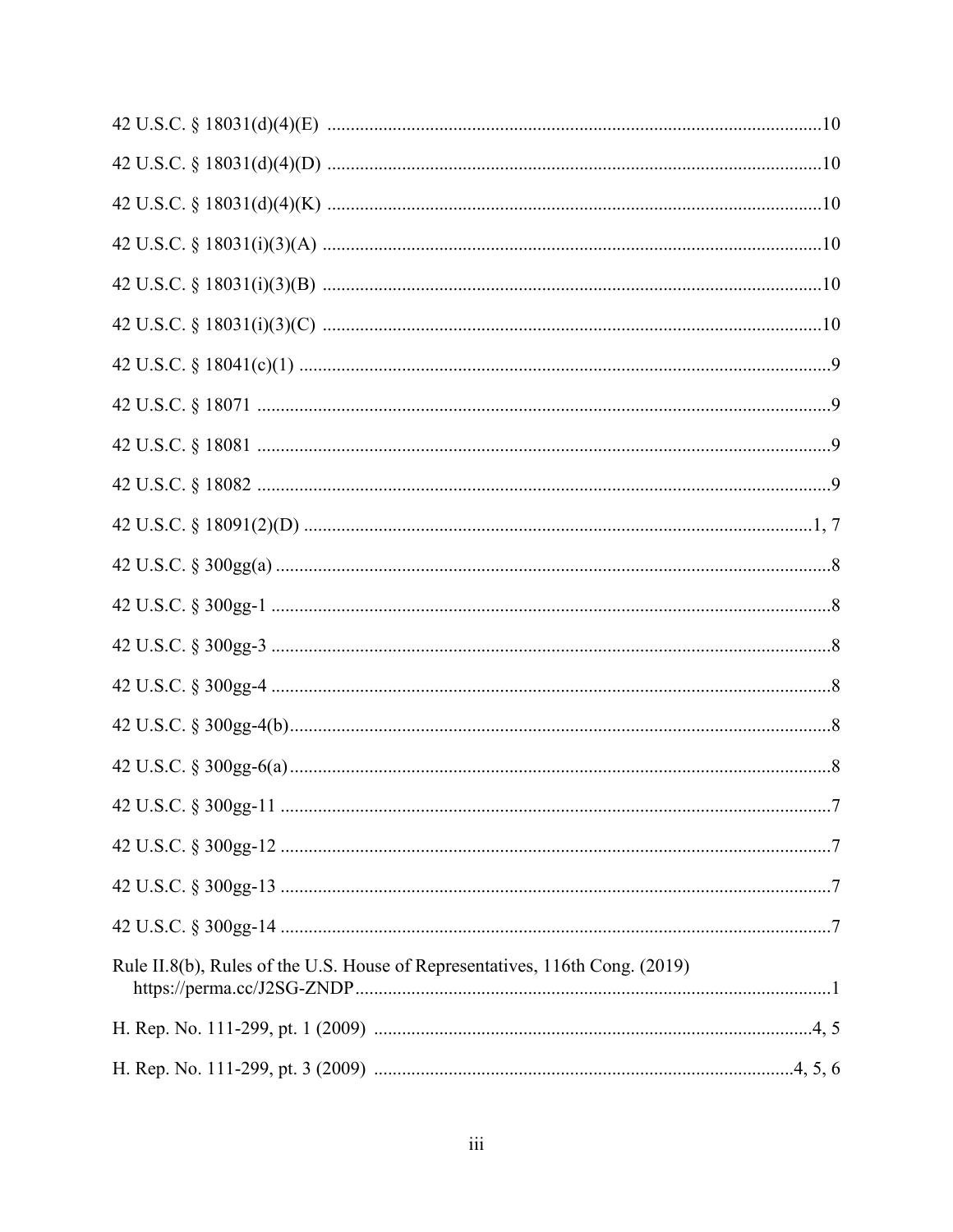42 U.S.C. § 18031(d)(4)(E) ........................................................................................................10

42 U.S.C. § 18031(d)(4)(D) ........................................................................................................10

42 U.S.C. § 18031(d)(4)(K) ........................................................................................................10

42 U.S.C. § 18031(i)(3)(A) .........................................................................................................10

42 U.S.C. § 18031(i)(3)(B) .........................................................................................................10

42 U.S.C. § 18031(i)(3)(C) .........................................................................................................10

42 U.S.C. § 18041(c)(1) ................................................................................................................9

42 U.S.C. § 18071 .........................................................................................................................9

42 U.S.C. § 18081 .........................................................................................................................9

42 U.S.C. § 18082 .........................................................................................................................9

42 U.S.C. § 18091(2)(D) ............................................................................................................1, 7

42 U.S.C. § 300gg(a) .....................................................................................................................8

42 U.S.C. § 300gg-1 ......................................................................................................................8

42 U.S.C. § 300gg-3 ......................................................................................................................8

42 U.S.C. § 300gg-4 ......................................................................................................................8

42 U.S.C. § 300gg-4(b)..................................................................................................................8

42 U.S.C. § 300gg-6(a)..................................................................................................................8

42 U.S.C. § 300gg-11 ....................................................................................................................7

42 U.S.C. § 300gg-12 ....................................................................................................................7

42 U.S.C. § 300gg-13 ....................................................................................................................7

42 U.S.C. § 300gg-14 ....................................................................................................................7

Rule II.8(b), Rules of the U.S. House of Representatives, 116th Cong. (2019) https://perma.cc/J2SG-ZNDP....................................................................................................1

H. Rep. No. 111-299, pt. 1 (2009) ............................................................................................4, 5

H. Rep. No. 111-299, pt. 3 (2009) .........................................................................................4, 5, 6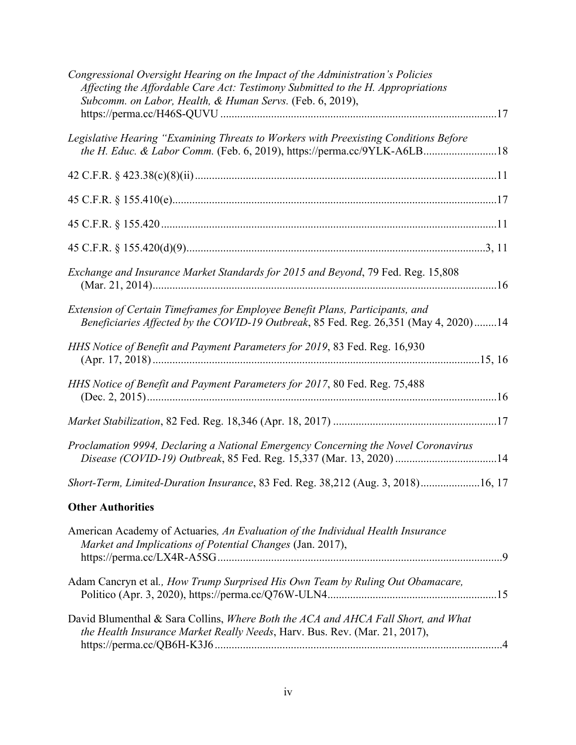*Congressional Oversight Hearing on the Impact of the Administration's Policies Affecting the Affordable Care Act: Testimony Submitted to the H. Appropriations Subcomm. on Labor, Health, & Human Servs.* (Feb. 6, 2019), https://perma.cc/H46S-QUVU ....................17

*Legislative Hearing "Examining Threats to Workers with Preexisting Conditions Before the H. Educ. & Labor Comm.* (Feb. 6, 2019), https://perma.cc/9YLK-A6LB....................18

42 C.F.R. § 423.38(c)(8)(ii)....................11

45 C.F.R. § 155.410(e)....................17

45 C.F.R. § 155.420....................11

45 C.F.R. § 155.420(d)(9)....................3, 11

*Exchange and Insurance Market Standards for 2015 and Beyond*, 79 Fed. Reg. 15,808 (Mar. 21, 2014)....................16

*Extension of Certain Timeframes for Employee Benefit Plans, Participants, and Beneficiaries Affected by the COVID-19 Outbreak*, 85 Fed. Reg. 26,351 (May 4, 2020)....................14

*HHS Notice of Benefit and Payment Parameters for 2019*, 83 Fed. Reg. 16,930 (Apr. 17, 2018)....................15, 16

*HHS Notice of Benefit and Payment Parameters for 2017*, 80 Fed. Reg. 75,488 (Dec. 2, 2015)....................16

*Market Stabilization*, 82 Fed. Reg. 18,346 (Apr. 18, 2017)....................17

*Proclamation 9994, Declaring a National Emergency Concerning the Novel Coronavirus Disease (COVID-19) Outbreak*, 85 Fed. Reg. 15,337 (Mar. 13, 2020)....................14

*Short-Term, Limited-Duration Insurance*, 83 Fed. Reg. 38,212 (Aug. 3, 2018)....................16, 17

**Other Authorities**

American Academy of Actuaries*, An Evaluation of the Individual Health Insurance Market and Implications of Potential Changes* (Jan. 2017), https://perma.cc/LX4R-A5SG....................9

Adam Cancryn et al*., How Trump Surprised His Own Team by Ruling Out Obamacare,* Politico (Apr. 3, 2020), https://perma.cc/Q76W-ULN4....................15

David Blumenthal & Sara Collins, *Where Both the ACA and AHCA Fall Short, and What the Health Insurance Market Really Needs*, Harv. Bus. Rev. (Mar. 21, 2017), https://perma.cc/QB6H-K3J6....................4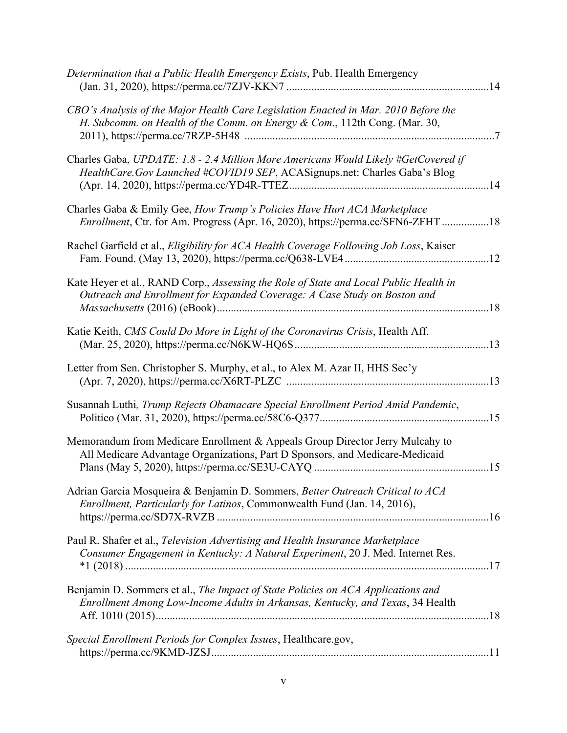*Determination that a Public Health Emergency Exists*, Pub. Health Emergency (Jan. 31, 2020), https://perma.cc/7ZJV-KKN7 ........................................................................14

*CBO's Analysis of the Major Health Care Legislation Enacted in Mar. 2010 Before the H. Subcomm. on Health of the Comm. on Energy & Com*., 112th Cong. (Mar. 30, 2011), https://perma.cc/7RZP-5H48 ..........................................................................................7

Charles Gaba, *UPDATE: 1.8 - 2.4 Million More Americans Would Likely #GetCovered if HealthCare.Gov Launched #COVID19 SEP*, ACASignups.net: Charles Gaba's Blog (Apr. 14, 2020), https://perma.cc/YD4R-TTEZ.......................................................................14

Charles Gaba & Emily Gee, *How Trump's Policies Have Hurt ACA Marketplace Enrollment*, Ctr. for Am. Progress (Apr. 16, 2020), https://perma.cc/SFN6-ZFHT .................18

Rachel Garfield et al., *Eligibility for ACA Health Coverage Following Job Loss*, Kaiser Fam. Found. (May 13, 2020), https://perma.cc/Q638-LVE4...................................................12

Kate Heyer et al., RAND Corp., *Assessing the Role of State and Local Public Health in Outreach and Enrollment for Expanded Coverage: A Case Study on Boston and Massachusetts* (2016) (eBook).................................................................................................18

Katie Keith, *CMS Could Do More in Light of the Coronavirus Crisis*, Health Aff. (Mar. 25, 2020), https://perma.cc/N6KW-HQ6S.....................................................................13

Letter from Sen. Christopher S. Murphy, et al., to Alex M. Azar II, HHS Sec'y (Apr. 7, 2020), https://perma.cc/X6RT-PLZC ........................................................................13

Susannah Luthi*, Trump Rejects Obamacare Special Enrollment Period Amid Pandemic*, Politico (Mar. 31, 2020), https://perma.cc/58C6-Q377............................................................15

Memorandum from Medicare Enrollment & Appeals Group Director Jerry Mulcahy to All Medicare Advantage Organizations, Part D Sponsors, and Medicare-Medicaid Plans (May 5, 2020), https://perma.cc/SE3U-CAYQ ..............................................................15

Adrian Garcia Mosqueira & Benjamin D. Sommers, *Better Outreach Critical to ACA Enrollment, Particularly for Latinos*, Commonwealth Fund (Jan. 14, 2016), https://perma.cc/SD7X-RVZB ..................................................................................................16

Paul R. Shafer et al., *Television Advertising and Health Insurance Marketplace Consumer Engagement in Kentucky: A Natural Experiment*, 20 J. Med. Internet Res. *1 (2018) ..................................................................................................................................17

Benjamin D. Sommers et al., *The Impact of State Policies on ACA Applications and Enrollment Among Low-Income Adults in Arkansas, Kentucky, and Texas*, 34 Health Aff. 1010 (2015).......................................................................................................................18

*Special Enrollment Periods for Complex Issues*, Healthcare.gov, https://perma.cc/9KMD-JZSJ...................................................................................................11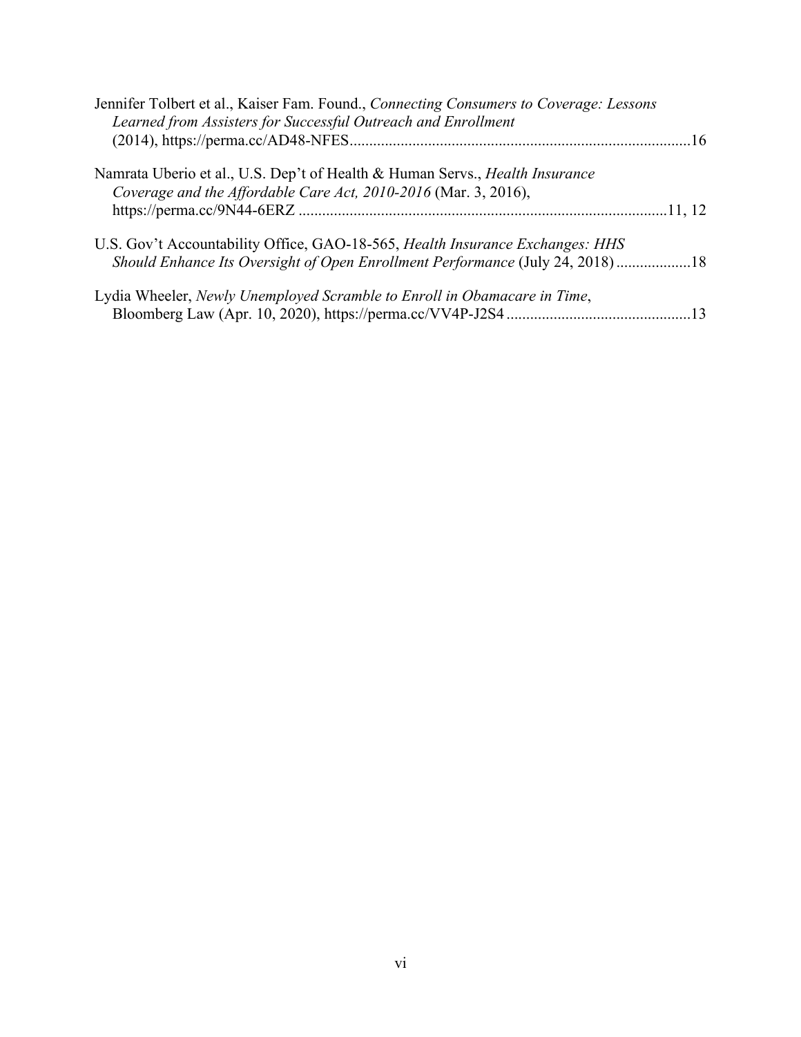Jennifer Tolbert et al., Kaiser Fam. Found., *Connecting Consumers to Coverage: Lessons Learned from Assisters for Successful Outreach and Enrollment* (2014), https://perma.cc/AD48-NFES ..................................................................................16

Namrata Uberio et al., U.S. Dep't of Health & Human Servs., *Health Insurance Coverage and the Affordable Care Act, 2010-2016* (Mar. 3, 2016), https://perma.cc/9N44-6ERZ ............................................................................................11, 12

U.S. Gov't Accountability Office, GAO-18-565, *Health Insurance Exchanges: HHS Should Enhance Its Oversight of Open Enrollment Performance* (July 24, 2018) ..................18

Lydia Wheeler, *Newly Unemployed Scramble to Enroll in Obamacare in Time*, Bloomberg Law (Apr. 10, 2020), https://perma.cc/VV4P-J2S4 ..............................................13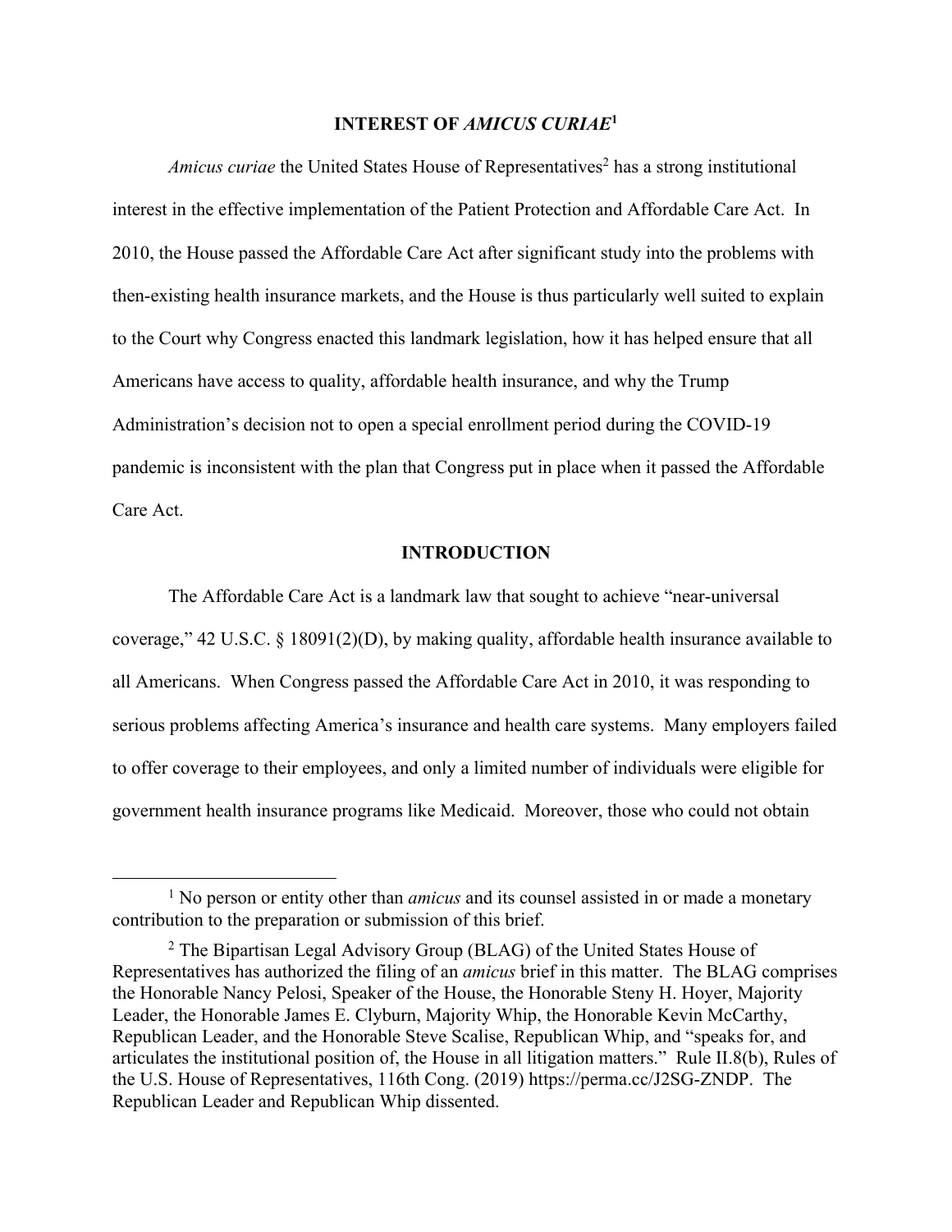## INTEREST OF *AMICUS CURIAE*[1]

*Amicus curiae* the United States House of Representatives[2] has a strong institutional interest in the effective implementation of the Patient Protection and Affordable Care Act. In 2010, the House passed the Affordable Care Act after significant study into the problems with then-existing health insurance markets, and the House is thus particularly well suited to explain to the Court why Congress enacted this landmark legislation, how it has helped ensure that all Americans have access to quality, affordable health insurance, and why the Trump Administration's decision not to open a special enrollment period during the COVID-19 pandemic is inconsistent with the plan that Congress put in place when it passed the Affordable Care Act.

## INTRODUCTION

The Affordable Care Act is a landmark law that sought to achieve "near-universal coverage," 42 U.S.C. § 18091(2)(D), by making quality, affordable health insurance available to all Americans. When Congress passed the Affordable Care Act in 2010, it was responding to serious problems affecting America's insurance and health care systems. Many employers failed to offer coverage to their employees, and only a limited number of individuals were eligible for government health insurance programs like Medicaid. Moreover, those who could not obtain

---

[1] No person or entity other than *amicus* and its counsel assisted in or made a monetary contribution to the preparation or submission of this brief.

[2] The Bipartisan Legal Advisory Group (BLAG) of the United States House of Representatives has authorized the filing of an *amicus* brief in this matter. The BLAG comprises the Honorable Nancy Pelosi, Speaker of the House, the Honorable Steny H. Hoyer, Majority Leader, the Honorable James E. Clyburn, Majority Whip, the Honorable Kevin McCarthy, Republican Leader, and the Honorable Steve Scalise, Republican Whip, and "speaks for, and articulates the institutional position of, the House in all litigation matters." Rule II.8(b), Rules of the U.S. House of Representatives, 116th Cong. (2019) https://perma.cc/J2SG-ZNDP. The Republican Leader and Republican Whip dissented.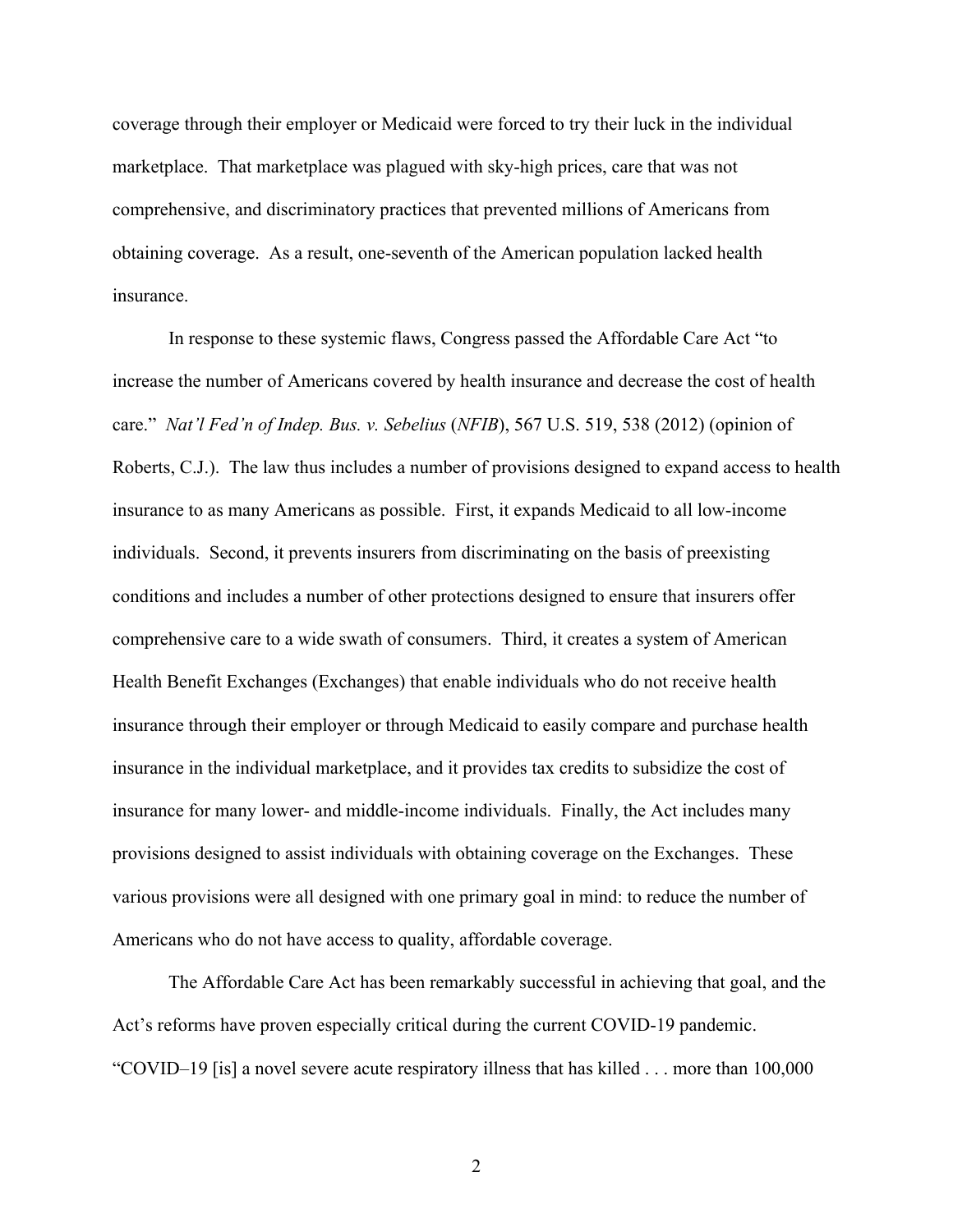coverage through their employer or Medicaid were forced to try their luck in the individual marketplace. That marketplace was plagued with sky-high prices, care that was not comprehensive, and discriminatory practices that prevented millions of Americans from obtaining coverage. As a result, one-seventh of the American population lacked health insurance.

In response to these systemic flaws, Congress passed the Affordable Care Act "to increase the number of Americans covered by health insurance and decrease the cost of health care." *Nat'l Fed'n of Indep. Bus. v. Sebelius* (*NFIB*), 567 U.S. 519, 538 (2012) (opinion of Roberts, C.J.). The law thus includes a number of provisions designed to expand access to health insurance to as many Americans as possible. First, it expands Medicaid to all low-income individuals. Second, it prevents insurers from discriminating on the basis of preexisting conditions and includes a number of other protections designed to ensure that insurers offer comprehensive care to a wide swath of consumers. Third, it creates a system of American Health Benefit Exchanges (Exchanges) that enable individuals who do not receive health insurance through their employer or through Medicaid to easily compare and purchase health insurance in the individual marketplace, and it provides tax credits to subsidize the cost of insurance for many lower- and middle-income individuals. Finally, the Act includes many provisions designed to assist individuals with obtaining coverage on the Exchanges. These various provisions were all designed with one primary goal in mind: to reduce the number of Americans who do not have access to quality, affordable coverage.

The Affordable Care Act has been remarkably successful in achieving that goal, and the Act's reforms have proven especially critical during the current COVID-19 pandemic. "COVID–19 [is] a novel severe acute respiratory illness that has killed . . . more than 100,000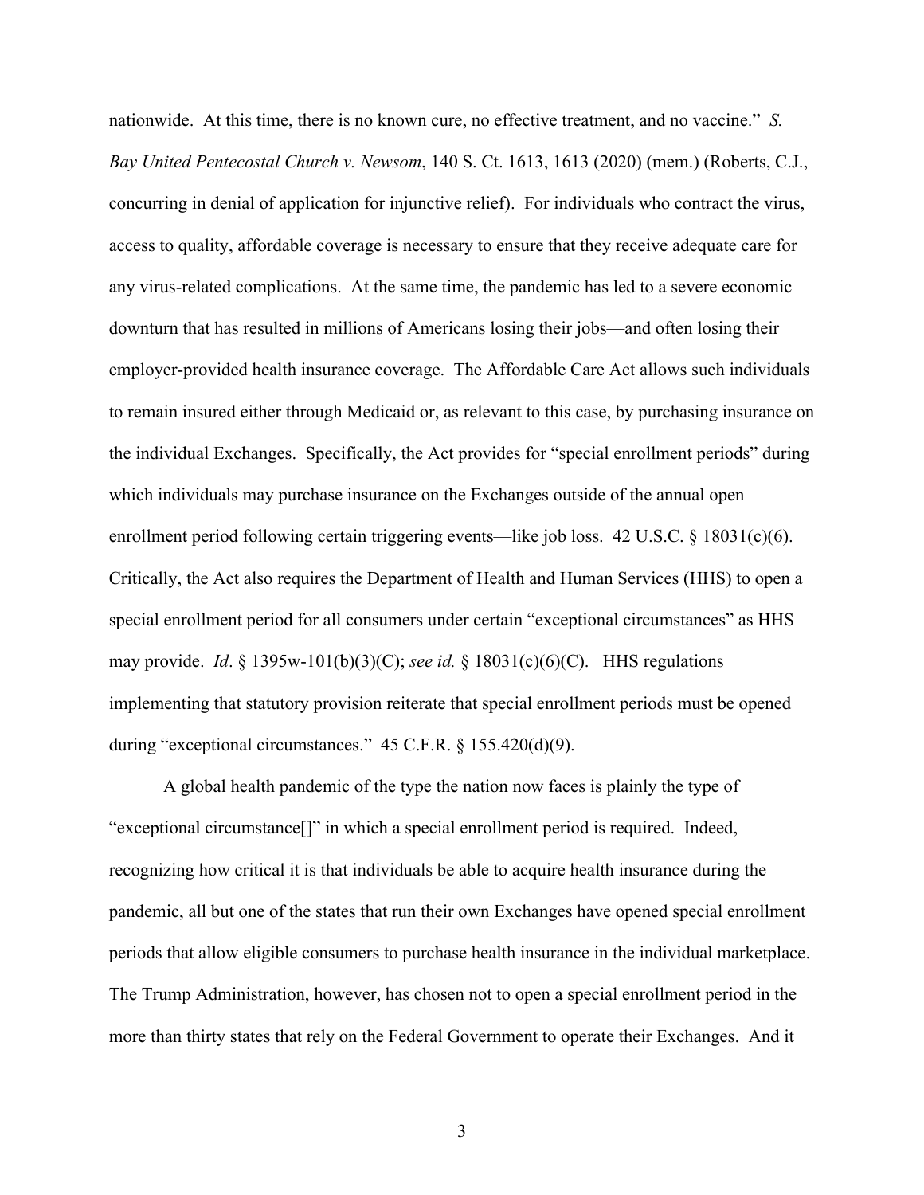nationwide. At this time, there is no known cure, no effective treatment, and no vaccine." *S. Bay United Pentecostal Church v. Newsom*, 140 S. Ct. 1613, 1613 (2020) (mem.) (Roberts, C.J., concurring in denial of application for injunctive relief). For individuals who contract the virus, access to quality, affordable coverage is necessary to ensure that they receive adequate care for any virus-related complications. At the same time, the pandemic has led to a severe economic downturn that has resulted in millions of Americans losing their jobs—and often losing their employer-provided health insurance coverage. The Affordable Care Act allows such individuals to remain insured either through Medicaid or, as relevant to this case, by purchasing insurance on the individual Exchanges. Specifically, the Act provides for "special enrollment periods" during which individuals may purchase insurance on the Exchanges outside of the annual open enrollment period following certain triggering events—like job loss. 42 U.S.C. § 18031(c)(6). Critically, the Act also requires the Department of Health and Human Services (HHS) to open a special enrollment period for all consumers under certain "exceptional circumstances" as HHS may provide. *Id*. § 1395w-101(b)(3)(C); *see id.* § 18031(c)(6)(C). HHS regulations implementing that statutory provision reiterate that special enrollment periods must be opened during "exceptional circumstances." 45 C.F.R. § 155.420(d)(9).

A global health pandemic of the type the nation now faces is plainly the type of "exceptional circumstance[]" in which a special enrollment period is required. Indeed, recognizing how critical it is that individuals be able to acquire health insurance during the pandemic, all but one of the states that run their own Exchanges have opened special enrollment periods that allow eligible consumers to purchase health insurance in the individual marketplace. The Trump Administration, however, has chosen not to open a special enrollment period in the more than thirty states that rely on the Federal Government to operate their Exchanges. And it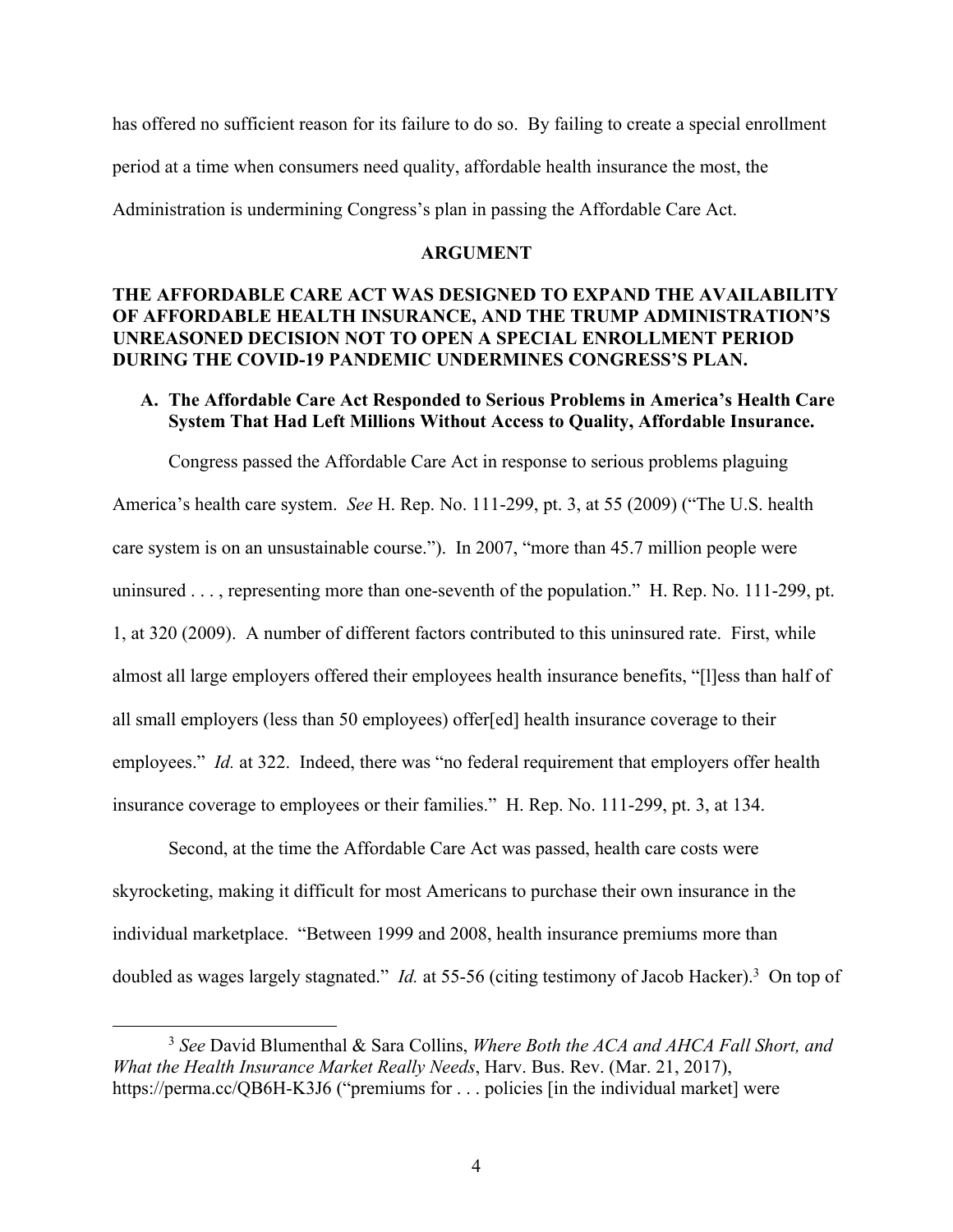has offered no sufficient reason for its failure to do so. By failing to create a special enrollment period at a time when consumers need quality, affordable health insurance the most, the Administration is undermining Congress's plan in passing the Affordable Care Act.

## ARGUMENT

### THE AFFORDABLE CARE ACT WAS DESIGNED TO EXPAND THE AVAILABILITY OF AFFORDABLE HEALTH INSURANCE, AND THE TRUMP ADMINISTRATION'S UNREASONED DECISION NOT TO OPEN A SPECIAL ENROLLMENT PERIOD DURING THE COVID-19 PANDEMIC UNDERMINES CONGRESS'S PLAN.

#### A. The Affordable Care Act Responded to Serious Problems in America's Health Care System That Had Left Millions Without Access to Quality, Affordable Insurance.

Congress passed the Affordable Care Act in response to serious problems plaguing America's health care system. *See* H. Rep. No. 111-299, pt. 3, at 55 (2009) ("The U.S. health care system is on an unsustainable course."). In 2007, "more than 45.7 million people were uninsured . . . , representing more than one-seventh of the population." H. Rep. No. 111-299, pt. 1, at 320 (2009). A number of different factors contributed to this uninsured rate. First, while almost all large employers offered their employees health insurance benefits, "[l]ess than half of all small employers (less than 50 employees) offer[ed] health insurance coverage to their employees." *Id.* at 322. Indeed, there was "no federal requirement that employers offer health insurance coverage to employees or their families." H. Rep. No. 111-299, pt. 3, at 134.

Second, at the time the Affordable Care Act was passed, health care costs were skyrocketing, making it difficult for most Americans to purchase their own insurance in the individual marketplace. "Between 1999 and 2008, health insurance premiums more than doubled as wages largely stagnated." *Id.* at 55-56 (citing testimony of Jacob Hacker).[3] On top of

[3] *See* David Blumenthal & Sara Collins, *Where Both the ACA and AHCA Fall Short, and What the Health Insurance Market Really Needs*, Harv. Bus. Rev. (Mar. 21, 2017), https://perma.cc/QB6H-K3J6 ("premiums for . . . policies [in the individual market] were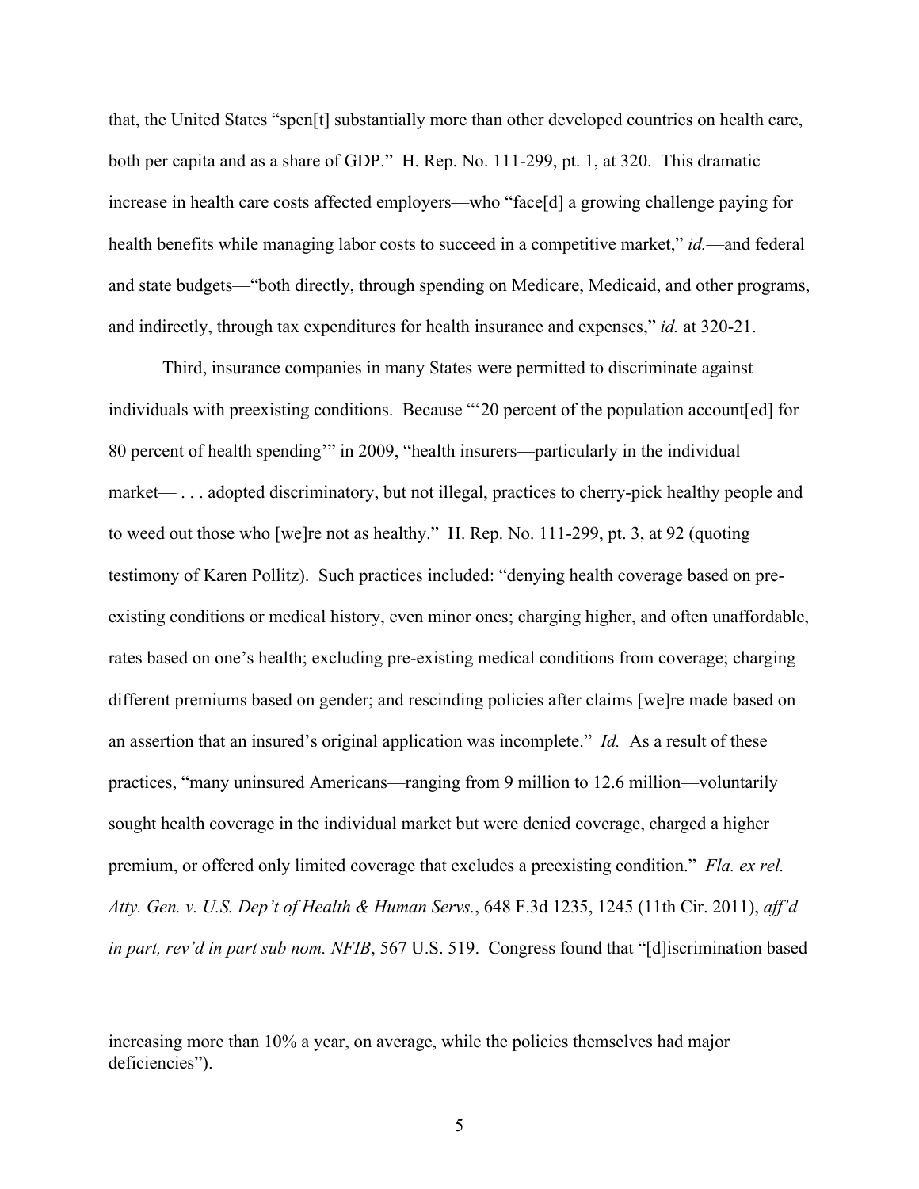that, the United States "spen[t] substantially more than other developed countries on health care, both per capita and as a share of GDP." H. Rep. No. 111-299, pt. 1, at 320. This dramatic increase in health care costs affected employers—who "face[d] a growing challenge paying for health benefits while managing labor costs to succeed in a competitive market," *id.*—and federal and state budgets—"both directly, through spending on Medicare, Medicaid, and other programs, and indirectly, through tax expenditures for health insurance and expenses," *id.* at 320-21.

Third, insurance companies in many States were permitted to discriminate against individuals with preexisting conditions. Because "'20 percent of the population account[ed] for 80 percent of health spending'" in 2009, "health insurers—particularly in the individual market— . . . adopted discriminatory, but not illegal, practices to cherry-pick healthy people and to weed out those who [we]re not as healthy." H. Rep. No. 111-299, pt. 3, at 92 (quoting testimony of Karen Pollitz). Such practices included: "denying health coverage based on pre-existing conditions or medical history, even minor ones; charging higher, and often unaffordable, rates based on one's health; excluding pre-existing medical conditions from coverage; charging different premiums based on gender; and rescinding policies after claims [we]re made based on an assertion that an insured's original application was incomplete." *Id.* As a result of these practices, "many uninsured Americans—ranging from 9 million to 12.6 million—voluntarily sought health coverage in the individual market but were denied coverage, charged a higher premium, or offered only limited coverage that excludes a preexisting condition." *Fla. ex rel. Atty. Gen. v. U.S. Dep't of Health & Human Servs.*, 648 F.3d 1235, 1245 (11th Cir. 2011), *aff'd in part, rev'd in part sub nom. NFIB*, 567 U.S. 519. Congress found that "[d]iscrimination based

---

increasing more than 10% a year, on average, while the policies themselves had major deficiencies").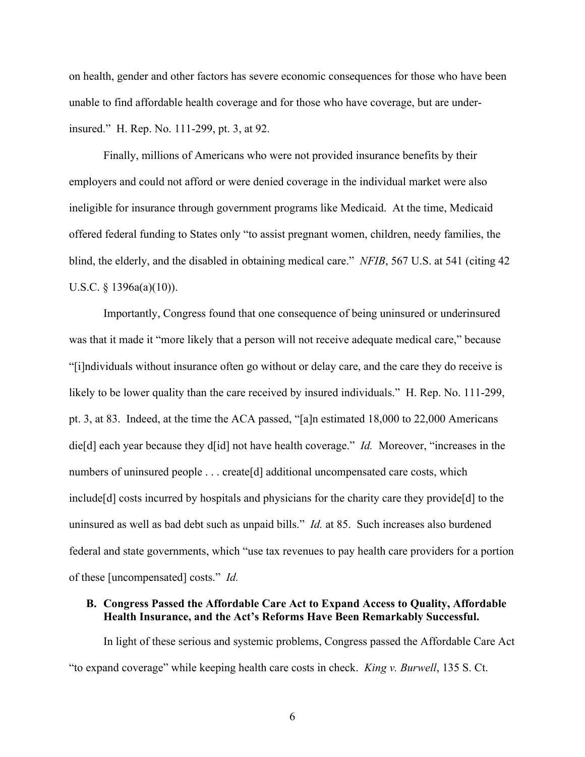on health, gender and other factors has severe economic consequences for those who have been unable to find affordable health coverage and for those who have coverage, but are under-insured." H. Rep. No. 111-299, pt. 3, at 92.

Finally, millions of Americans who were not provided insurance benefits by their employers and could not afford or were denied coverage in the individual market were also ineligible for insurance through government programs like Medicaid. At the time, Medicaid offered federal funding to States only "to assist pregnant women, children, needy families, the blind, the elderly, and the disabled in obtaining medical care." *NFIB*, 567 U.S. at 541 (citing 42 U.S.C. § 1396a(a)(10)).

Importantly, Congress found that one consequence of being uninsured or underinsured was that it made it "more likely that a person will not receive adequate medical care," because "[i]ndividuals without insurance often go without or delay care, and the care they do receive is likely to be lower quality than the care received by insured individuals." H. Rep. No. 111-299, pt. 3, at 83. Indeed, at the time the ACA passed, "[a]n estimated 18,000 to 22,000 Americans die[d] each year because they d[id] not have health coverage." *Id.* Moreover, "increases in the numbers of uninsured people . . . create[d] additional uncompensated care costs, which include[d] costs incurred by hospitals and physicians for the charity care they provide[d] to the uninsured as well as bad debt such as unpaid bills." *Id.* at 85. Such increases also burdened federal and state governments, which "use tax revenues to pay health care providers for a portion of these [uncompensated] costs." *Id.*

### B. Congress Passed the Affordable Care Act to Expand Access to Quality, Affordable Health Insurance, and the Act's Reforms Have Been Remarkably Successful.

In light of these serious and systemic problems, Congress passed the Affordable Care Act "to expand coverage" while keeping health care costs in check. *King v. Burwell*, 135 S. Ct.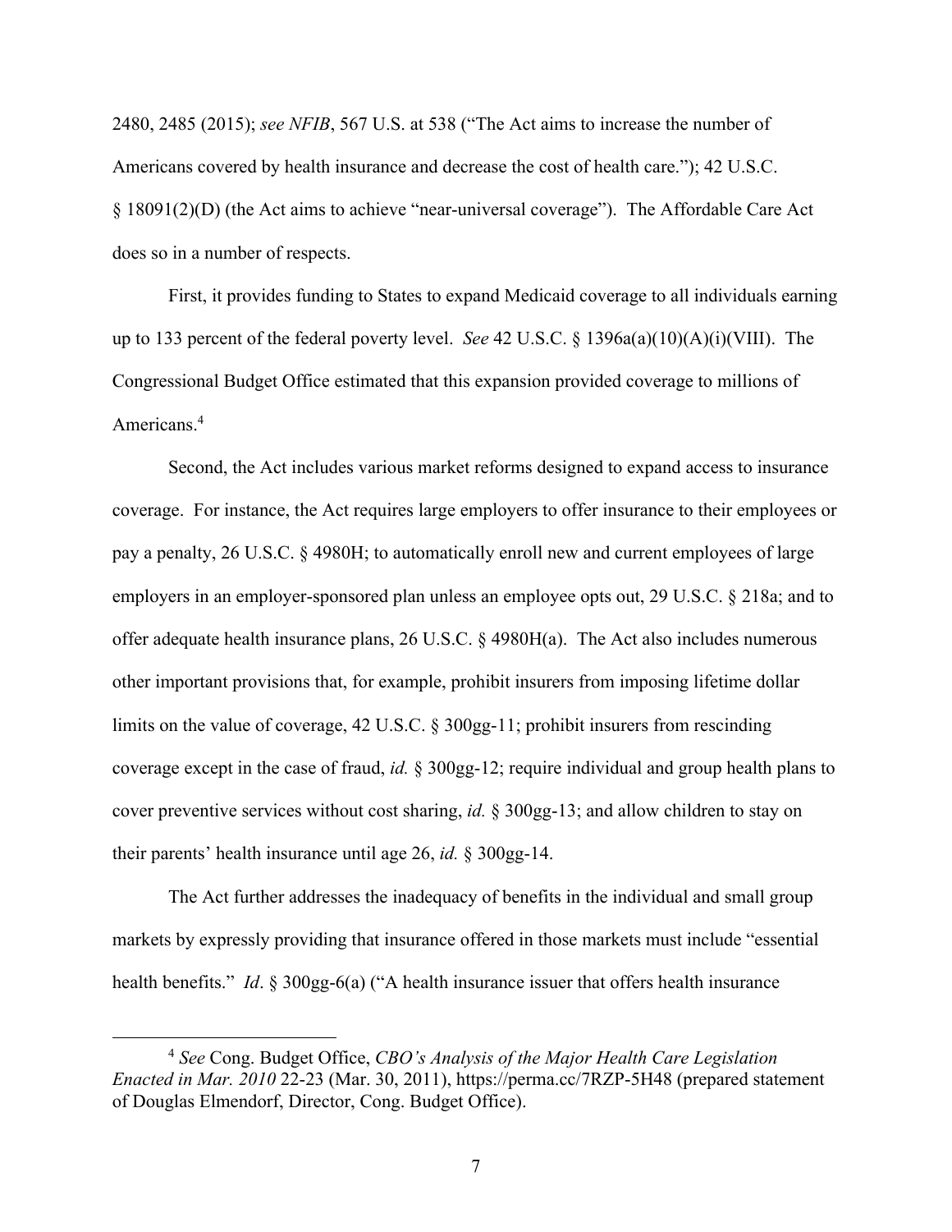2480, 2485 (2015); *see NFIB*, 567 U.S. at 538 ("The Act aims to increase the number of Americans covered by health insurance and decrease the cost of health care."); 42 U.S.C. § 18091(2)(D) (the Act aims to achieve "near-universal coverage"). The Affordable Care Act does so in a number of respects.

First, it provides funding to States to expand Medicaid coverage to all individuals earning up to 133 percent of the federal poverty level. *See* 42 U.S.C. § 1396a(a)(10)(A)(i)(VIII). The Congressional Budget Office estimated that this expansion provided coverage to millions of Americans.[4]

Second, the Act includes various market reforms designed to expand access to insurance coverage. For instance, the Act requires large employers to offer insurance to their employees or pay a penalty, 26 U.S.C. § 4980H; to automatically enroll new and current employees of large employers in an employer-sponsored plan unless an employee opts out, 29 U.S.C. § 218a; and to offer adequate health insurance plans, 26 U.S.C. § 4980H(a). The Act also includes numerous other important provisions that, for example, prohibit insurers from imposing lifetime dollar limits on the value of coverage, 42 U.S.C. § 300gg-11; prohibit insurers from rescinding coverage except in the case of fraud, *id.* § 300gg-12; require individual and group health plans to cover preventive services without cost sharing, *id.* § 300gg-13; and allow children to stay on their parents' health insurance until age 26, *id.* § 300gg-14.

The Act further addresses the inadequacy of benefits in the individual and small group markets by expressly providing that insurance offered in those markets must include "essential health benefits." *Id*. § 300gg-6(a) ("A health insurance issuer that offers health insurance

---

[4] *See* Cong. Budget Office, *CBO's Analysis of the Major Health Care Legislation Enacted in Mar. 2010* 22-23 (Mar. 30, 2011), https://perma.cc/7RZP-5H48 (prepared statement of Douglas Elmendorf, Director, Cong. Budget Office).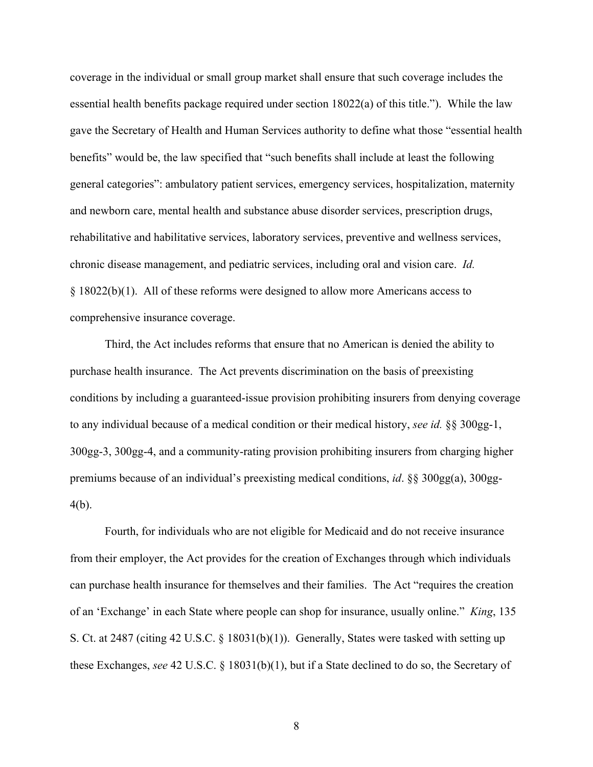coverage in the individual or small group market shall ensure that such coverage includes the essential health benefits package required under section 18022(a) of this title."). While the law gave the Secretary of Health and Human Services authority to define what those "essential health benefits" would be, the law specified that "such benefits shall include at least the following general categories": ambulatory patient services, emergency services, hospitalization, maternity and newborn care, mental health and substance abuse disorder services, prescription drugs, rehabilitative and habilitative services, laboratory services, preventive and wellness services, chronic disease management, and pediatric services, including oral and vision care. *Id.* § 18022(b)(1). All of these reforms were designed to allow more Americans access to comprehensive insurance coverage.

Third, the Act includes reforms that ensure that no American is denied the ability to purchase health insurance. The Act prevents discrimination on the basis of preexisting conditions by including a guaranteed-issue provision prohibiting insurers from denying coverage to any individual because of a medical condition or their medical history, *see id.* §§ 300gg-1, 300gg-3, 300gg-4, and a community-rating provision prohibiting insurers from charging higher premiums because of an individual's preexisting medical conditions, *id*. §§ 300gg(a), 300gg-4(b).

Fourth, for individuals who are not eligible for Medicaid and do not receive insurance from their employer, the Act provides for the creation of Exchanges through which individuals can purchase health insurance for themselves and their families. The Act "requires the creation of an 'Exchange' in each State where people can shop for insurance, usually online." *King*, 135 S. Ct. at 2487 (citing 42 U.S.C. § 18031(b)(1)). Generally, States were tasked with setting up these Exchanges, *see* 42 U.S.C. § 18031(b)(1), but if a State declined to do so, the Secretary of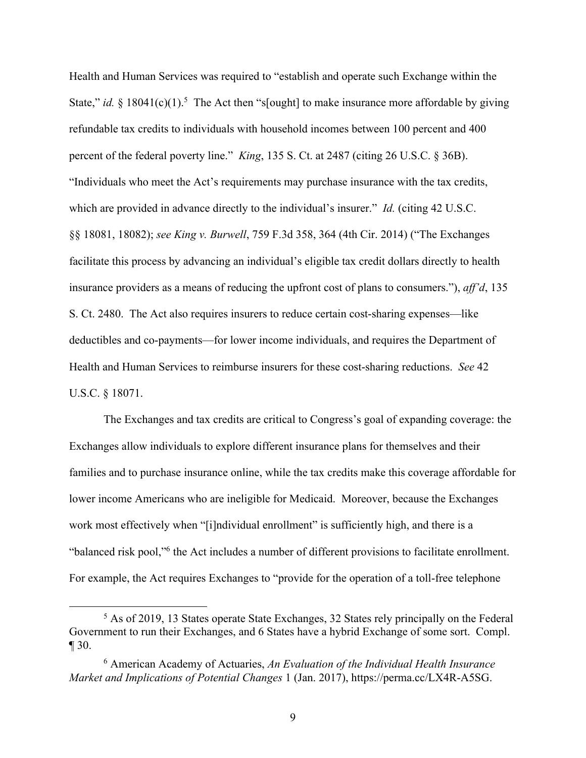Health and Human Services was required to "establish and operate such Exchange within the State," *id.* § 18041(c)(1).[5] The Act then "s[ought] to make insurance more affordable by giving refundable tax credits to individuals with household incomes between 100 percent and 400 percent of the federal poverty line." *King*, 135 S. Ct. at 2487 (citing 26 U.S.C. § 36B). "Individuals who meet the Act's requirements may purchase insurance with the tax credits, which are provided in advance directly to the individual's insurer." *Id.* (citing 42 U.S.C. §§ 18081, 18082); *see King v. Burwell*, 759 F.3d 358, 364 (4th Cir. 2014) ("The Exchanges facilitate this process by advancing an individual's eligible tax credit dollars directly to health insurance providers as a means of reducing the upfront cost of plans to consumers."), *aff'd*, 135 S. Ct. 2480. The Act also requires insurers to reduce certain cost-sharing expenses—like deductibles and co-payments—for lower income individuals, and requires the Department of Health and Human Services to reimburse insurers for these cost-sharing reductions. *See* 42 U.S.C. § 18071.

The Exchanges and tax credits are critical to Congress's goal of expanding coverage: the Exchanges allow individuals to explore different insurance plans for themselves and their families and to purchase insurance online, while the tax credits make this coverage affordable for lower income Americans who are ineligible for Medicaid. Moreover, because the Exchanges work most effectively when "[i]ndividual enrollment" is sufficiently high, and there is a "balanced risk pool,"[6] the Act includes a number of different provisions to facilitate enrollment. For example, the Act requires Exchanges to "provide for the operation of a toll-free telephone

---

[5] As of 2019, 13 States operate State Exchanges, 32 States rely principally on the Federal Government to run their Exchanges, and 6 States have a hybrid Exchange of some sort. Compl. ¶ 30.

[6] American Academy of Actuaries, *An Evaluation of the Individual Health Insurance Market and Implications of Potential Changes* 1 (Jan. 2017), https://perma.cc/LX4R-A5SG.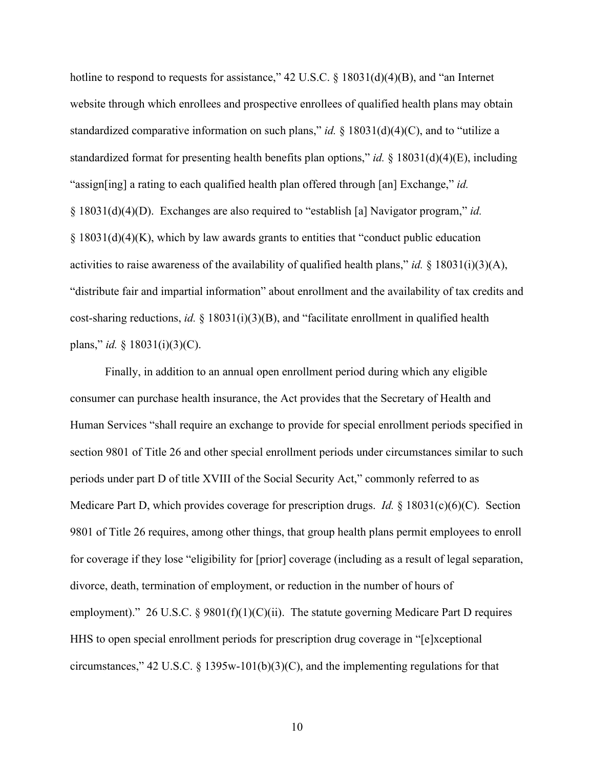hotline to respond to requests for assistance," 42 U.S.C. § 18031(d)(4)(B), and "an Internet website through which enrollees and prospective enrollees of qualified health plans may obtain standardized comparative information on such plans," *id.* § 18031(d)(4)(C), and to "utilize a standardized format for presenting health benefits plan options," *id.* § 18031(d)(4)(E), including "assign[ing] a rating to each qualified health plan offered through [an] Exchange," *id.* § 18031(d)(4)(D). Exchanges are also required to "establish [a] Navigator program," *id.* § 18031(d)(4)(K), which by law awards grants to entities that "conduct public education activities to raise awareness of the availability of qualified health plans," *id.* § 18031(i)(3)(A), "distribute fair and impartial information" about enrollment and the availability of tax credits and cost-sharing reductions, *id.* § 18031(i)(3)(B), and "facilitate enrollment in qualified health plans," *id.* § 18031(i)(3)(C).

Finally, in addition to an annual open enrollment period during which any eligible consumer can purchase health insurance, the Act provides that the Secretary of Health and Human Services "shall require an exchange to provide for special enrollment periods specified in section 9801 of Title 26 and other special enrollment periods under circumstances similar to such periods under part D of title XVIII of the Social Security Act," commonly referred to as Medicare Part D, which provides coverage for prescription drugs. *Id.* § 18031(c)(6)(C). Section 9801 of Title 26 requires, among other things, that group health plans permit employees to enroll for coverage if they lose "eligibility for [prior] coverage (including as a result of legal separation, divorce, death, termination of employment, or reduction in the number of hours of employment)." 26 U.S.C. § 9801(f)(1)(C)(ii). The statute governing Medicare Part D requires HHS to open special enrollment periods for prescription drug coverage in "[e]xceptional circumstances," 42 U.S.C. § 1395w-101(b)(3)(C), and the implementing regulations for that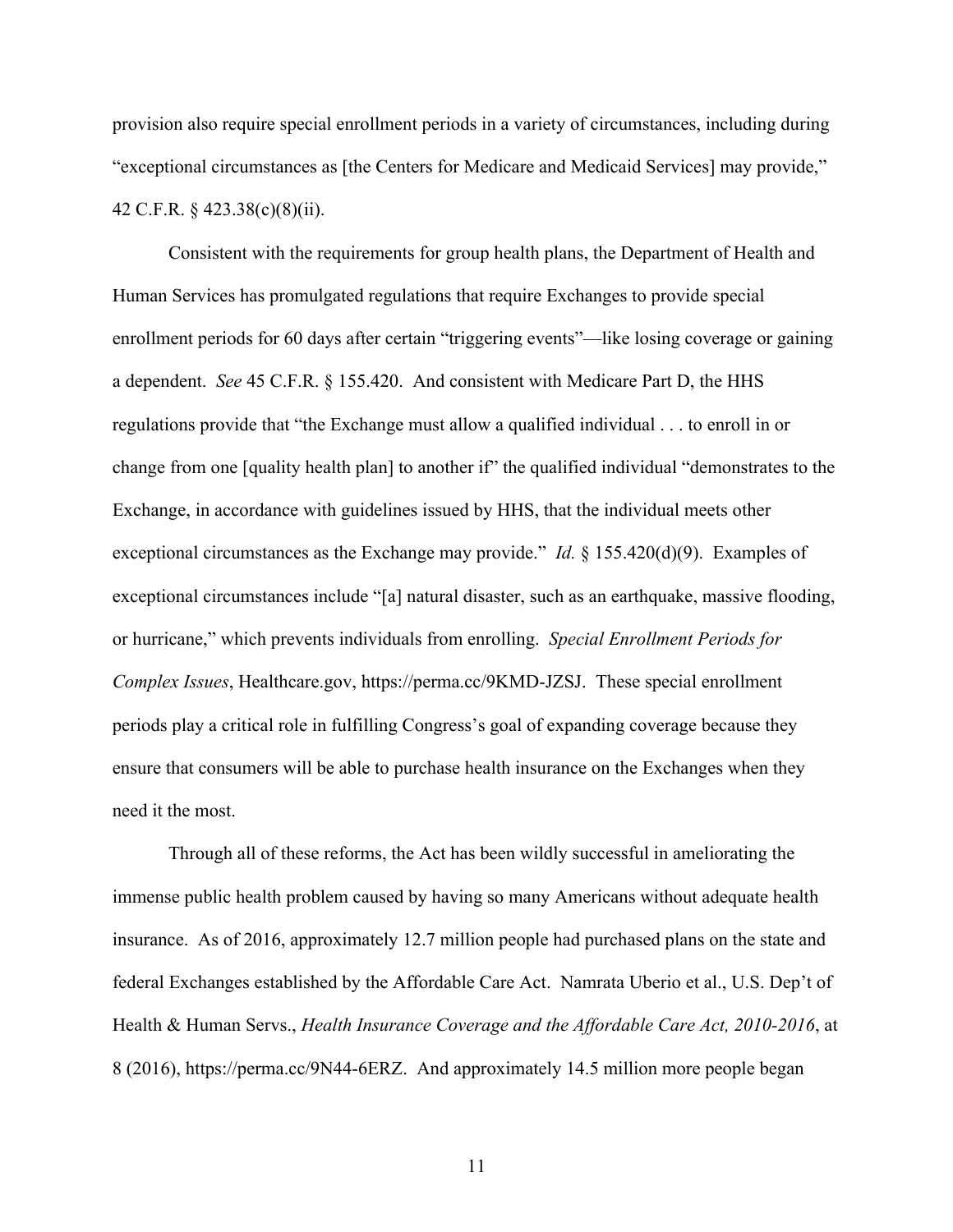provision also require special enrollment periods in a variety of circumstances, including during "exceptional circumstances as [the Centers for Medicare and Medicaid Services] may provide," 42 C.F.R. § 423.38(c)(8)(ii).

Consistent with the requirements for group health plans, the Department of Health and Human Services has promulgated regulations that require Exchanges to provide special enrollment periods for 60 days after certain "triggering events"—like losing coverage or gaining a dependent. *See* 45 C.F.R. § 155.420. And consistent with Medicare Part D, the HHS regulations provide that "the Exchange must allow a qualified individual . . . to enroll in or change from one [quality health plan] to another if" the qualified individual "demonstrates to the Exchange, in accordance with guidelines issued by HHS, that the individual meets other exceptional circumstances as the Exchange may provide." *Id.* § 155.420(d)(9). Examples of exceptional circumstances include "[a] natural disaster, such as an earthquake, massive flooding, or hurricane," which prevents individuals from enrolling. *Special Enrollment Periods for Complex Issues*, Healthcare.gov, https://perma.cc/9KMD-JZSJ. These special enrollment periods play a critical role in fulfilling Congress's goal of expanding coverage because they ensure that consumers will be able to purchase health insurance on the Exchanges when they need it the most.

Through all of these reforms, the Act has been wildly successful in ameliorating the immense public health problem caused by having so many Americans without adequate health insurance. As of 2016, approximately 12.7 million people had purchased plans on the state and federal Exchanges established by the Affordable Care Act. Namrata Uberio et al., U.S. Dep't of Health & Human Servs., *Health Insurance Coverage and the Affordable Care Act, 2010-2016*, at 8 (2016), https://perma.cc/9N44-6ERZ. And approximately 14.5 million more people began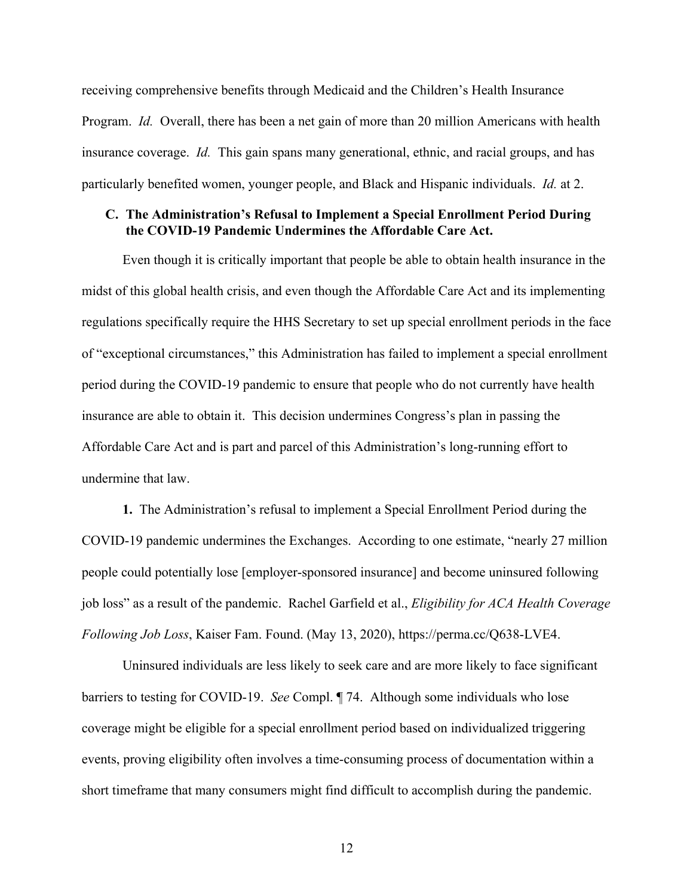receiving comprehensive benefits through Medicaid and the Children's Health Insurance Program. *Id.* Overall, there has been a net gain of more than 20 million Americans with health insurance coverage. *Id.* This gain spans many generational, ethnic, and racial groups, and has particularly benefited women, younger people, and Black and Hispanic individuals. *Id.* at 2.

### C. The Administration's Refusal to Implement a Special Enrollment Period During the COVID-19 Pandemic Undermines the Affordable Care Act.

Even though it is critically important that people be able to obtain health insurance in the midst of this global health crisis, and even though the Affordable Care Act and its implementing regulations specifically require the HHS Secretary to set up special enrollment periods in the face of "exceptional circumstances," this Administration has failed to implement a special enrollment period during the COVID-19 pandemic to ensure that people who do not currently have health insurance are able to obtain it. This decision undermines Congress's plan in passing the Affordable Care Act and is part and parcel of this Administration's long-running effort to undermine that law.

**1.** The Administration's refusal to implement a Special Enrollment Period during the COVID-19 pandemic undermines the Exchanges. According to one estimate, "nearly 27 million people could potentially lose [employer-sponsored insurance] and become uninsured following job loss" as a result of the pandemic. Rachel Garfield et al., *Eligibility for ACA Health Coverage Following Job Loss*, Kaiser Fam. Found. (May 13, 2020), https://perma.cc/Q638-LVE4.

Uninsured individuals are less likely to seek care and are more likely to face significant barriers to testing for COVID-19. *See* Compl. ¶ 74. Although some individuals who lose coverage might be eligible for a special enrollment period based on individualized triggering events, proving eligibility often involves a time-consuming process of documentation within a short timeframe that many consumers might find difficult to accomplish during the pandemic.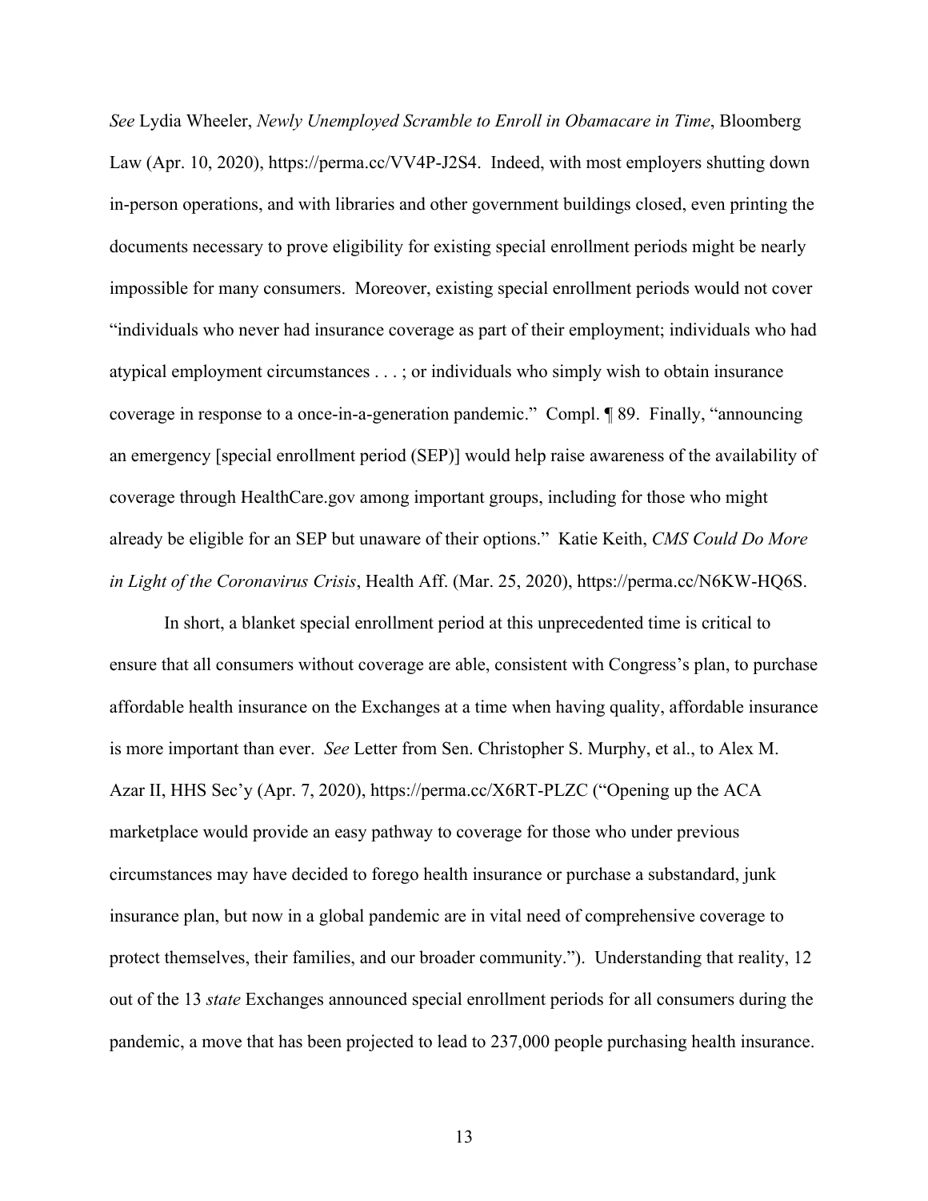*See* Lydia Wheeler, *Newly Unemployed Scramble to Enroll in Obamacare in Time*, Bloomberg Law (Apr. 10, 2020), https://perma.cc/VV4P-J2S4. Indeed, with most employers shutting down in-person operations, and with libraries and other government buildings closed, even printing the documents necessary to prove eligibility for existing special enrollment periods might be nearly impossible for many consumers. Moreover, existing special enrollment periods would not cover "individuals who never had insurance coverage as part of their employment; individuals who had atypical employment circumstances . . . ; or individuals who simply wish to obtain insurance coverage in response to a once-in-a-generation pandemic." Compl. ¶ 89. Finally, "announcing an emergency [special enrollment period (SEP)] would help raise awareness of the availability of coverage through HealthCare.gov among important groups, including for those who might already be eligible for an SEP but unaware of their options." Katie Keith, *CMS Could Do More in Light of the Coronavirus Crisis*, Health Aff. (Mar. 25, 2020), https://perma.cc/N6KW-HQ6S.

In short, a blanket special enrollment period at this unprecedented time is critical to ensure that all consumers without coverage are able, consistent with Congress's plan, to purchase affordable health insurance on the Exchanges at a time when having quality, affordable insurance is more important than ever. *See* Letter from Sen. Christopher S. Murphy, et al., to Alex M. Azar II, HHS Sec'y (Apr. 7, 2020), https://perma.cc/X6RT-PLZC ("Opening up the ACA marketplace would provide an easy pathway to coverage for those who under previous circumstances may have decided to forego health insurance or purchase a substandard, junk insurance plan, but now in a global pandemic are in vital need of comprehensive coverage to protect themselves, their families, and our broader community."). Understanding that reality, 12 out of the 13 *state* Exchanges announced special enrollment periods for all consumers during the pandemic, a move that has been projected to lead to 237,000 people purchasing health insurance.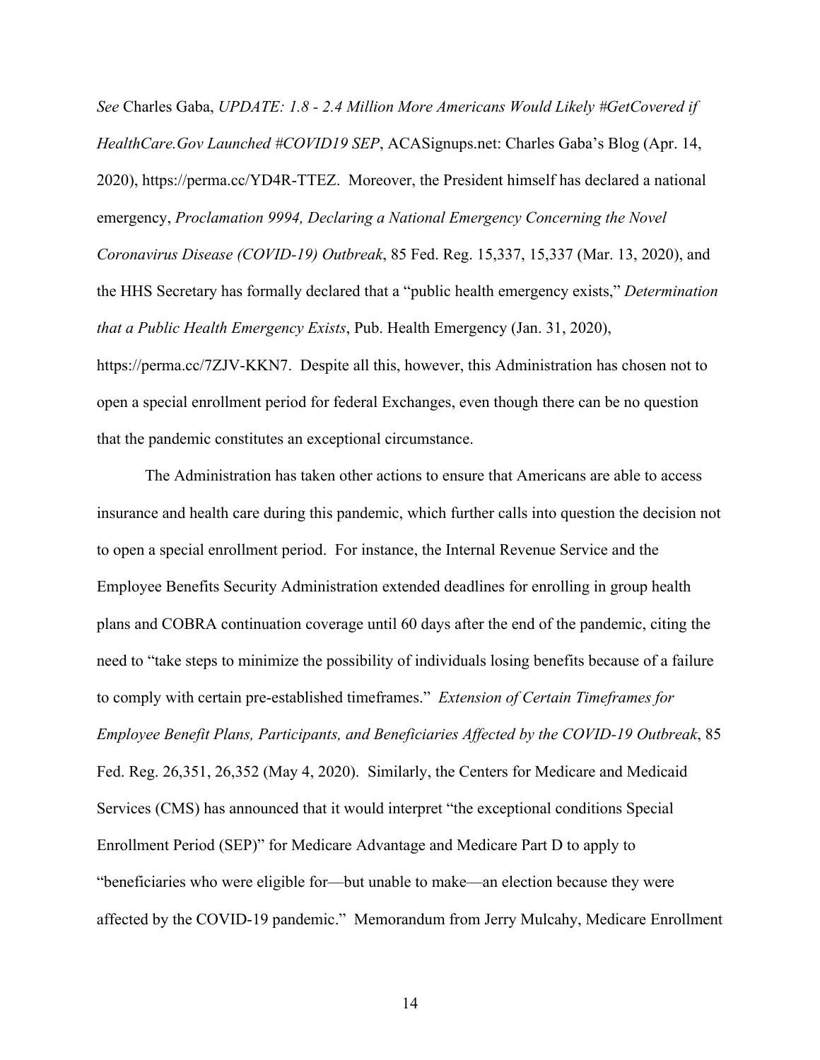*See* Charles Gaba, *UPDATE: 1.8 - 2.4 Million More Americans Would Likely #GetCovered if HealthCare.Gov Launched #COVID19 SEP*, ACASignups.net: Charles Gaba's Blog (Apr. 14, 2020), https://perma.cc/YD4R-TTEZ. Moreover, the President himself has declared a national emergency, *Proclamation 9994, Declaring a National Emergency Concerning the Novel Coronavirus Disease (COVID-19) Outbreak*, 85 Fed. Reg. 15,337, 15,337 (Mar. 13, 2020), and the HHS Secretary has formally declared that a "public health emergency exists," *Determination that a Public Health Emergency Exists*, Pub. Health Emergency (Jan. 31, 2020), https://perma.cc/7ZJV-KKN7. Despite all this, however, this Administration has chosen not to open a special enrollment period for federal Exchanges, even though there can be no question that the pandemic constitutes an exceptional circumstance.

The Administration has taken other actions to ensure that Americans are able to access insurance and health care during this pandemic, which further calls into question the decision not to open a special enrollment period. For instance, the Internal Revenue Service and the Employee Benefits Security Administration extended deadlines for enrolling in group health plans and COBRA continuation coverage until 60 days after the end of the pandemic, citing the need to "take steps to minimize the possibility of individuals losing benefits because of a failure to comply with certain pre-established timeframes." *Extension of Certain Timeframes for Employee Benefit Plans, Participants, and Beneficiaries Affected by the COVID-19 Outbreak*, 85 Fed. Reg. 26,351, 26,352 (May 4, 2020). Similarly, the Centers for Medicare and Medicaid Services (CMS) has announced that it would interpret "the exceptional conditions Special Enrollment Period (SEP)" for Medicare Advantage and Medicare Part D to apply to "beneficiaries who were eligible for—but unable to make—an election because they were affected by the COVID-19 pandemic." Memorandum from Jerry Mulcahy, Medicare Enrollment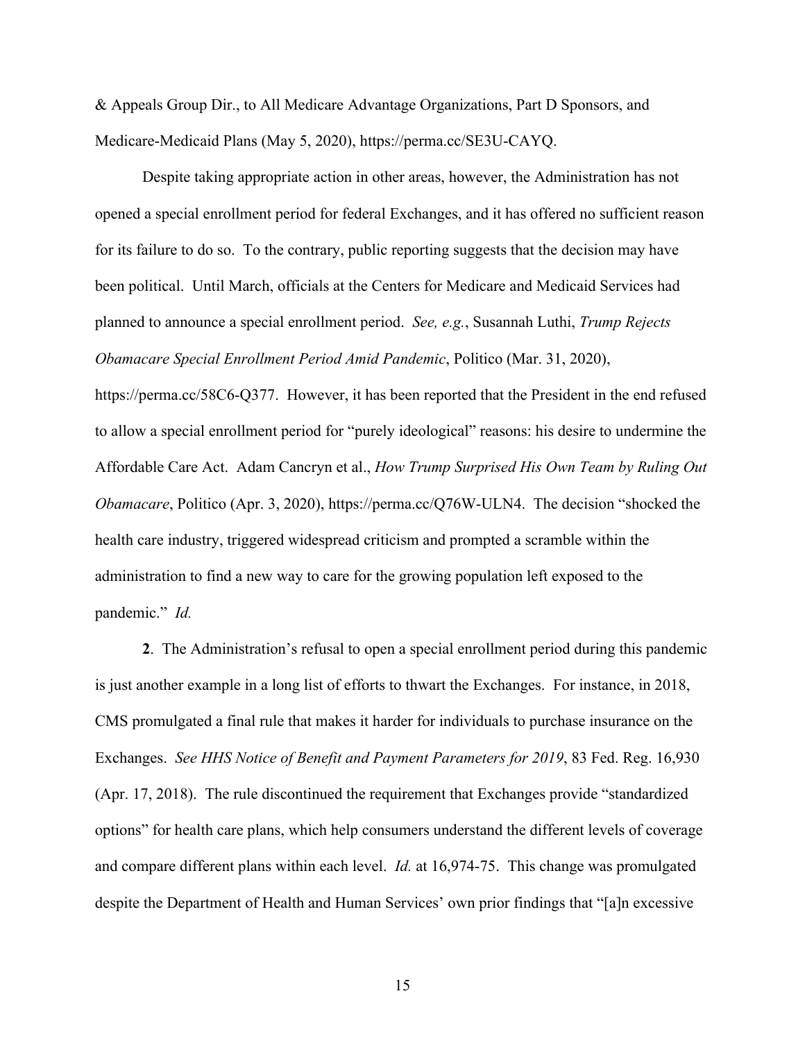& Appeals Group Dir., to All Medicare Advantage Organizations, Part D Sponsors, and Medicare-Medicaid Plans (May 5, 2020), https://perma.cc/SE3U-CAYQ.

Despite taking appropriate action in other areas, however, the Administration has not opened a special enrollment period for federal Exchanges, and it has offered no sufficient reason for its failure to do so. To the contrary, public reporting suggests that the decision may have been political. Until March, officials at the Centers for Medicare and Medicaid Services had planned to announce a special enrollment period. *See, e.g.*, Susannah Luthi, *Trump Rejects Obamacare Special Enrollment Period Amid Pandemic*, Politico (Mar. 31, 2020), https://perma.cc/58C6-Q377. However, it has been reported that the President in the end refused to allow a special enrollment period for "purely ideological" reasons: his desire to undermine the Affordable Care Act. Adam Cancryn et al., *How Trump Surprised His Own Team by Ruling Out Obamacare*, Politico (Apr. 3, 2020), https://perma.cc/Q76W-ULN4. The decision "shocked the health care industry, triggered widespread criticism and prompted a scramble within the administration to find a new way to care for the growing population left exposed to the pandemic." *Id.*

**2**. The Administration's refusal to open a special enrollment period during this pandemic is just another example in a long list of efforts to thwart the Exchanges. For instance, in 2018, CMS promulgated a final rule that makes it harder for individuals to purchase insurance on the Exchanges. *See HHS Notice of Benefit and Payment Parameters for 2019*, 83 Fed. Reg. 16,930 (Apr. 17, 2018). The rule discontinued the requirement that Exchanges provide "standardized options" for health care plans, which help consumers understand the different levels of coverage and compare different plans within each level. *Id.* at 16,974-75. This change was promulgated despite the Department of Health and Human Services' own prior findings that "[a]n excessive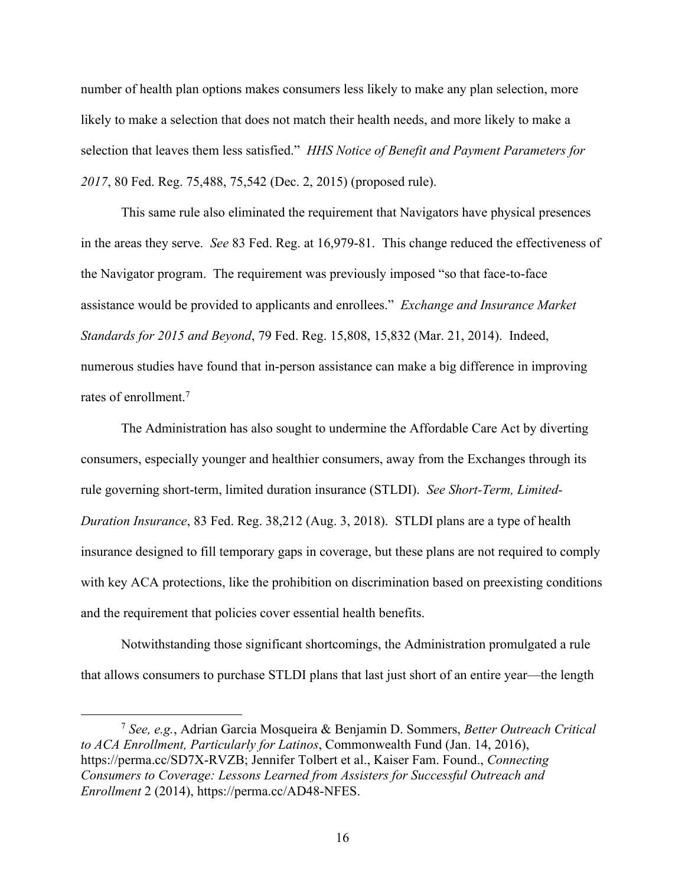number of health plan options makes consumers less likely to make any plan selection, more likely to make a selection that does not match their health needs, and more likely to make a selection that leaves them less satisfied." *HHS Notice of Benefit and Payment Parameters for 2017*, 80 Fed. Reg. 75,488, 75,542 (Dec. 2, 2015) (proposed rule).

This same rule also eliminated the requirement that Navigators have physical presences in the areas they serve. *See* 83 Fed. Reg. at 16,979-81. This change reduced the effectiveness of the Navigator program. The requirement was previously imposed "so that face-to-face assistance would be provided to applicants and enrollees." *Exchange and Insurance Market Standards for 2015 and Beyond*, 79 Fed. Reg. 15,808, 15,832 (Mar. 21, 2014). Indeed, numerous studies have found that in-person assistance can make a big difference in improving rates of enrollment.[7]

The Administration has also sought to undermine the Affordable Care Act by diverting consumers, especially younger and healthier consumers, away from the Exchanges through its rule governing short-term, limited duration insurance (STLDI). *See Short-Term, Limited-Duration Insurance*, 83 Fed. Reg. 38,212 (Aug. 3, 2018). STLDI plans are a type of health insurance designed to fill temporary gaps in coverage, but these plans are not required to comply with key ACA protections, like the prohibition on discrimination based on preexisting conditions and the requirement that policies cover essential health benefits.

Notwithstanding those significant shortcomings, the Administration promulgated a rule that allows consumers to purchase STLDI plans that last just short of an entire year—the length

---

[7] *See, e.g.*, Adrian Garcia Mosqueira & Benjamin D. Sommers, *Better Outreach Critical to ACA Enrollment, Particularly for Latinos*, Commonwealth Fund (Jan. 14, 2016), https://perma.cc/SD7X-RVZB; Jennifer Tolbert et al., Kaiser Fam. Found., *Connecting Consumers to Coverage: Lessons Learned from Assisters for Successful Outreach and Enrollment* 2 (2014), https://perma.cc/AD48-NFES.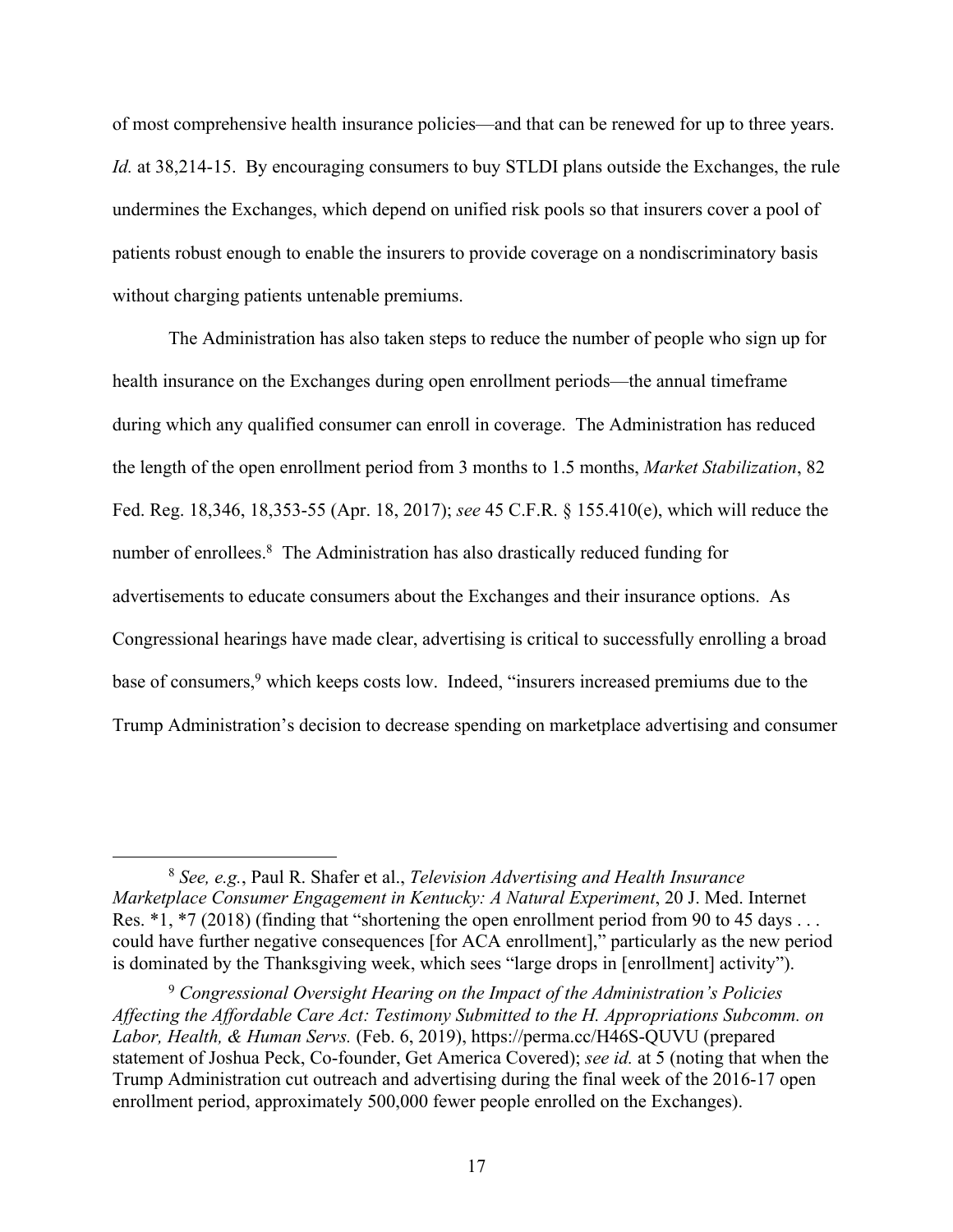of most comprehensive health insurance policies—and that can be renewed for up to three years. *Id.* at 38,214-15. By encouraging consumers to buy STLDI plans outside the Exchanges, the rule undermines the Exchanges, which depend on unified risk pools so that insurers cover a pool of patients robust enough to enable the insurers to provide coverage on a nondiscriminatory basis without charging patients untenable premiums.

The Administration has also taken steps to reduce the number of people who sign up for health insurance on the Exchanges during open enrollment periods—the annual timeframe during which any qualified consumer can enroll in coverage. The Administration has reduced the length of the open enrollment period from 3 months to 1.5 months, *Market Stabilization*, 82 Fed. Reg. 18,346, 18,353-55 (Apr. 18, 2017); *see* 45 C.F.R. § 155.410(e), which will reduce the number of enrollees.[8] The Administration has also drastically reduced funding for advertisements to educate consumers about the Exchanges and their insurance options. As Congressional hearings have made clear, advertising is critical to successfully enrolling a broad base of consumers,[9] which keeps costs low. Indeed, "insurers increased premiums due to the Trump Administration's decision to decrease spending on marketplace advertising and consumer

---

[8] *See, e.g.*, Paul R. Shafer et al., *Television Advertising and Health Insurance Marketplace Consumer Engagement in Kentucky: A Natural Experiment*, 20 J. Med. Internet Res. *1, *7 (2018) (finding that "shortening the open enrollment period from 90 to 45 days . . . could have further negative consequences [for ACA enrollment]," particularly as the new period is dominated by the Thanksgiving week, which sees "large drops in [enrollment] activity").

[9] *Congressional Oversight Hearing on the Impact of the Administration's Policies Affecting the Affordable Care Act: Testimony Submitted to the H. Appropriations Subcomm. on Labor, Health, & Human Servs.* (Feb. 6, 2019), https://perma.cc/H46S-QUVU (prepared statement of Joshua Peck, Co-founder, Get America Covered); *see id.* at 5 (noting that when the Trump Administration cut outreach and advertising during the final week of the 2016-17 open enrollment period, approximately 500,000 fewer people enrolled on the Exchanges).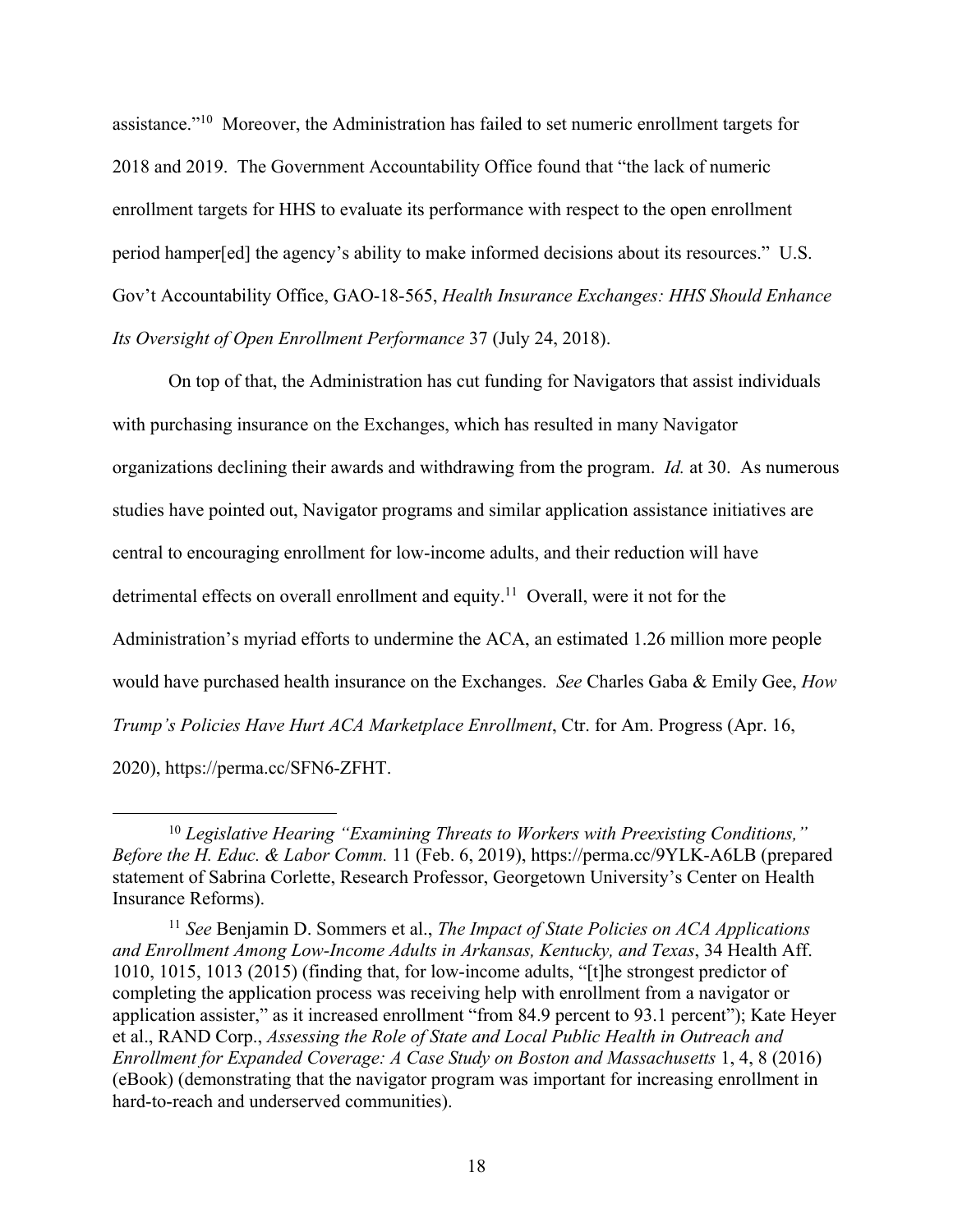assistance."[10] Moreover, the Administration has failed to set numeric enrollment targets for 2018 and 2019. The Government Accountability Office found that "the lack of numeric enrollment targets for HHS to evaluate its performance with respect to the open enrollment period hamper[ed] the agency's ability to make informed decisions about its resources." U.S. Gov't Accountability Office, GAO-18-565, *Health Insurance Exchanges: HHS Should Enhance Its Oversight of Open Enrollment Performance* 37 (July 24, 2018).

On top of that, the Administration has cut funding for Navigators that assist individuals with purchasing insurance on the Exchanges, which has resulted in many Navigator organizations declining their awards and withdrawing from the program. *Id.* at 30. As numerous studies have pointed out, Navigator programs and similar application assistance initiatives are central to encouraging enrollment for low-income adults, and their reduction will have detrimental effects on overall enrollment and equity.[11] Overall, were it not for the Administration's myriad efforts to undermine the ACA, an estimated 1.26 million more people would have purchased health insurance on the Exchanges. *See* Charles Gaba & Emily Gee, *How Trump's Policies Have Hurt ACA Marketplace Enrollment*, Ctr. for Am. Progress (Apr. 16, 2020), https://perma.cc/SFN6-ZFHT.

---

[10] *Legislative Hearing "Examining Threats to Workers with Preexisting Conditions," Before the H. Educ. & Labor Comm.* 11 (Feb. 6, 2019), https://perma.cc/9YLK-A6LB (prepared statement of Sabrina Corlette, Research Professor, Georgetown University's Center on Health Insurance Reforms).

[11] *See* Benjamin D. Sommers et al., *The Impact of State Policies on ACA Applications and Enrollment Among Low-Income Adults in Arkansas, Kentucky, and Texas*, 34 Health Aff. 1010, 1015, 1013 (2015) (finding that, for low-income adults, "[t]he strongest predictor of completing the application process was receiving help with enrollment from a navigator or application assister," as it increased enrollment "from 84.9 percent to 93.1 percent"); Kate Heyer et al., RAND Corp., *Assessing the Role of State and Local Public Health in Outreach and Enrollment for Expanded Coverage: A Case Study on Boston and Massachusetts* 1, 4, 8 (2016) (eBook) (demonstrating that the navigator program was important for increasing enrollment in hard-to-reach and underserved communities).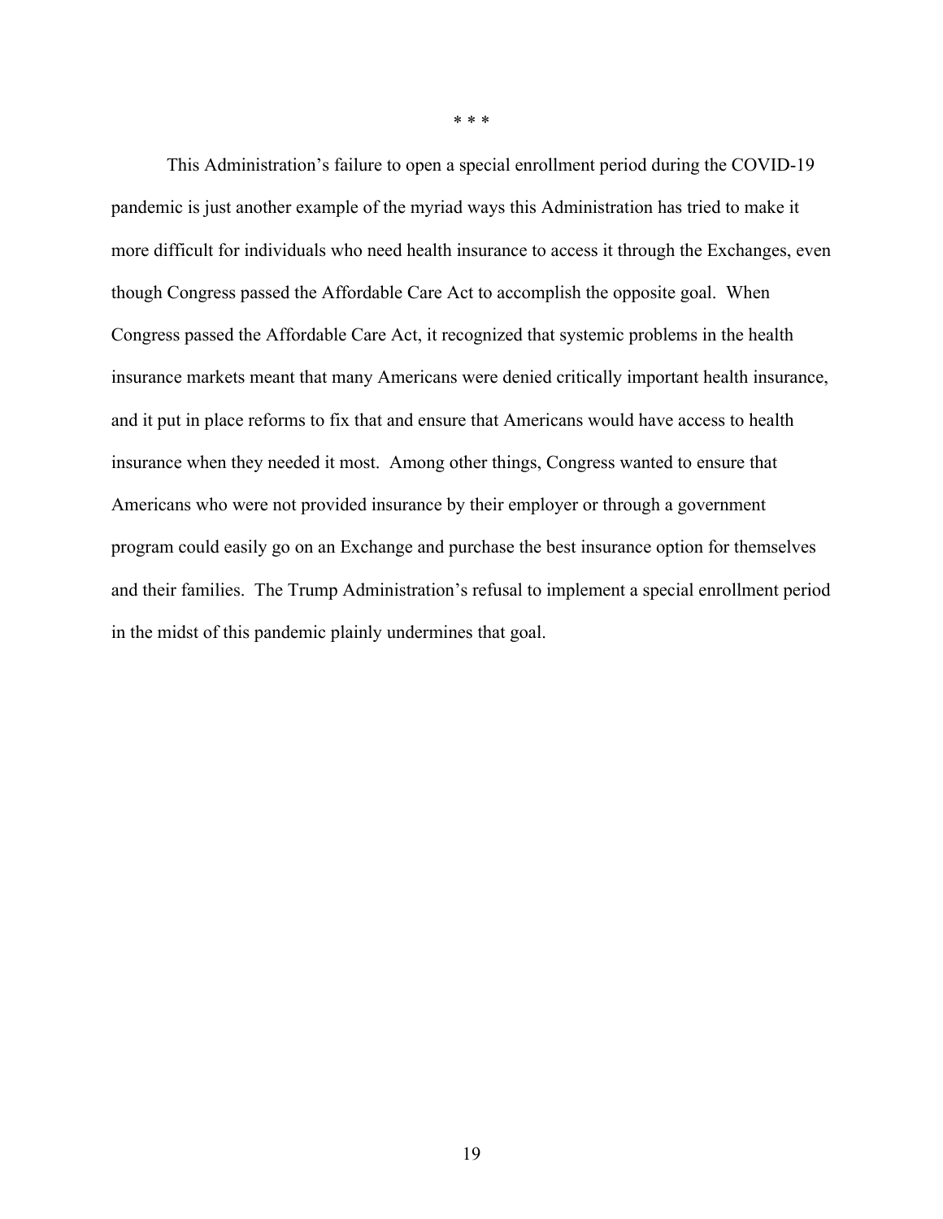\* \* \*

This Administration's failure to open a special enrollment period during the COVID-19 pandemic is just another example of the myriad ways this Administration has tried to make it more difficult for individuals who need health insurance to access it through the Exchanges, even though Congress passed the Affordable Care Act to accomplish the opposite goal. When Congress passed the Affordable Care Act, it recognized that systemic problems in the health insurance markets meant that many Americans were denied critically important health insurance, and it put in place reforms to fix that and ensure that Americans would have access to health insurance when they needed it most. Among other things, Congress wanted to ensure that Americans who were not provided insurance by their employer or through a government program could easily go on an Exchange and purchase the best insurance option for themselves and their families. The Trump Administration's refusal to implement a special enrollment period in the midst of this pandemic plainly undermines that goal.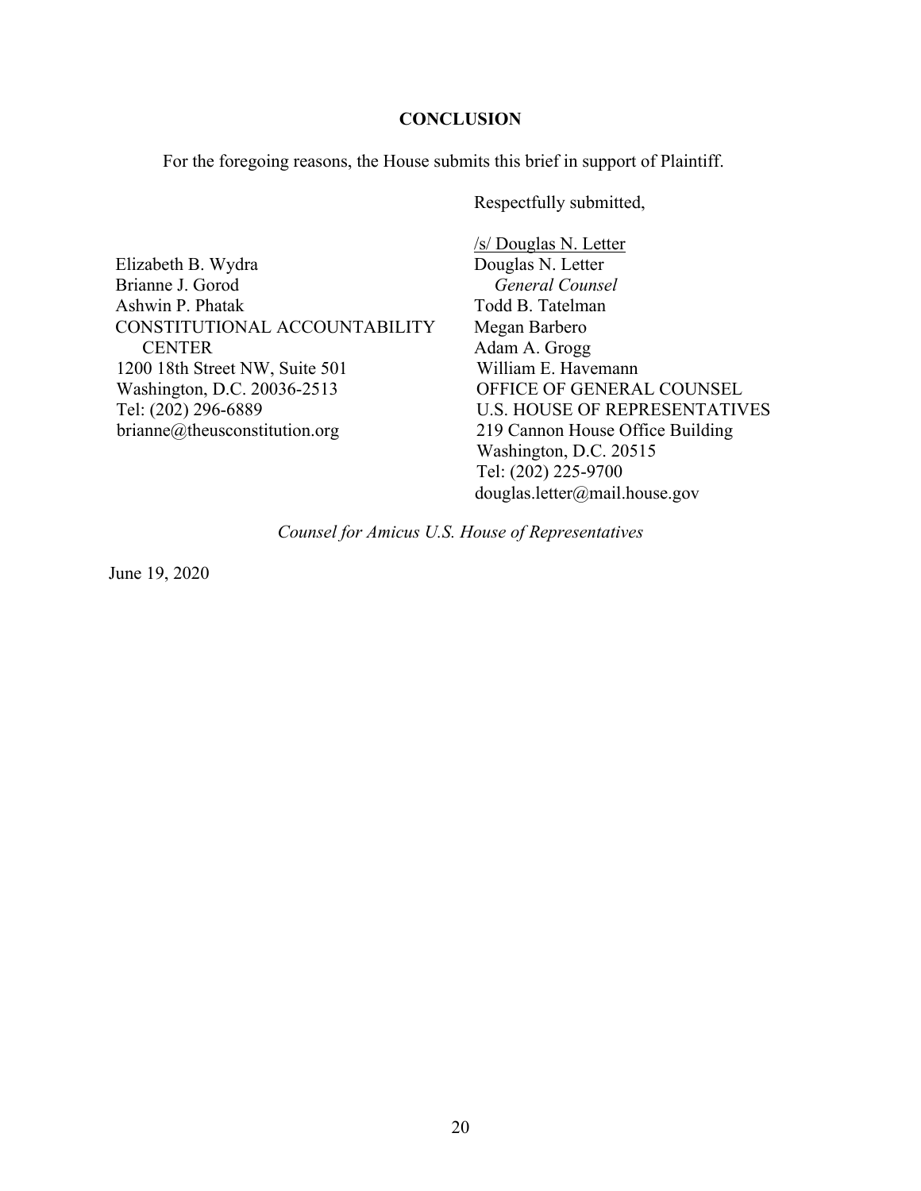## CONCLUSION

For the foregoing reasons, the House submits this brief in support of Plaintiff.

Respectfully submitted,

/s/ Douglas N. Letter
Douglas N. Letter
*General Counsel*
Todd B. Tatelman
Megan Barbero
Adam A. Grogg
William E. Havemann
OFFICE OF GENERAL COUNSEL
U.S. HOUSE OF REPRESENTATIVES
219 Cannon House Office Building
Washington, D.C. 20515
Tel: (202) 225-9700
douglas.letter@mail.house.gov

Elizabeth B. Wydra
Brianne J. Gorod
Ashwin P. Phatak
CONSTITUTIONAL ACCOUNTABILITY CENTER
1200 18th Street NW, Suite 501
Washington, D.C. 20036-2513
Tel: (202) 296-6889
brianne@theusconstitution.org

*Counsel for Amicus U.S. House of Representatives*

June 19, 2020